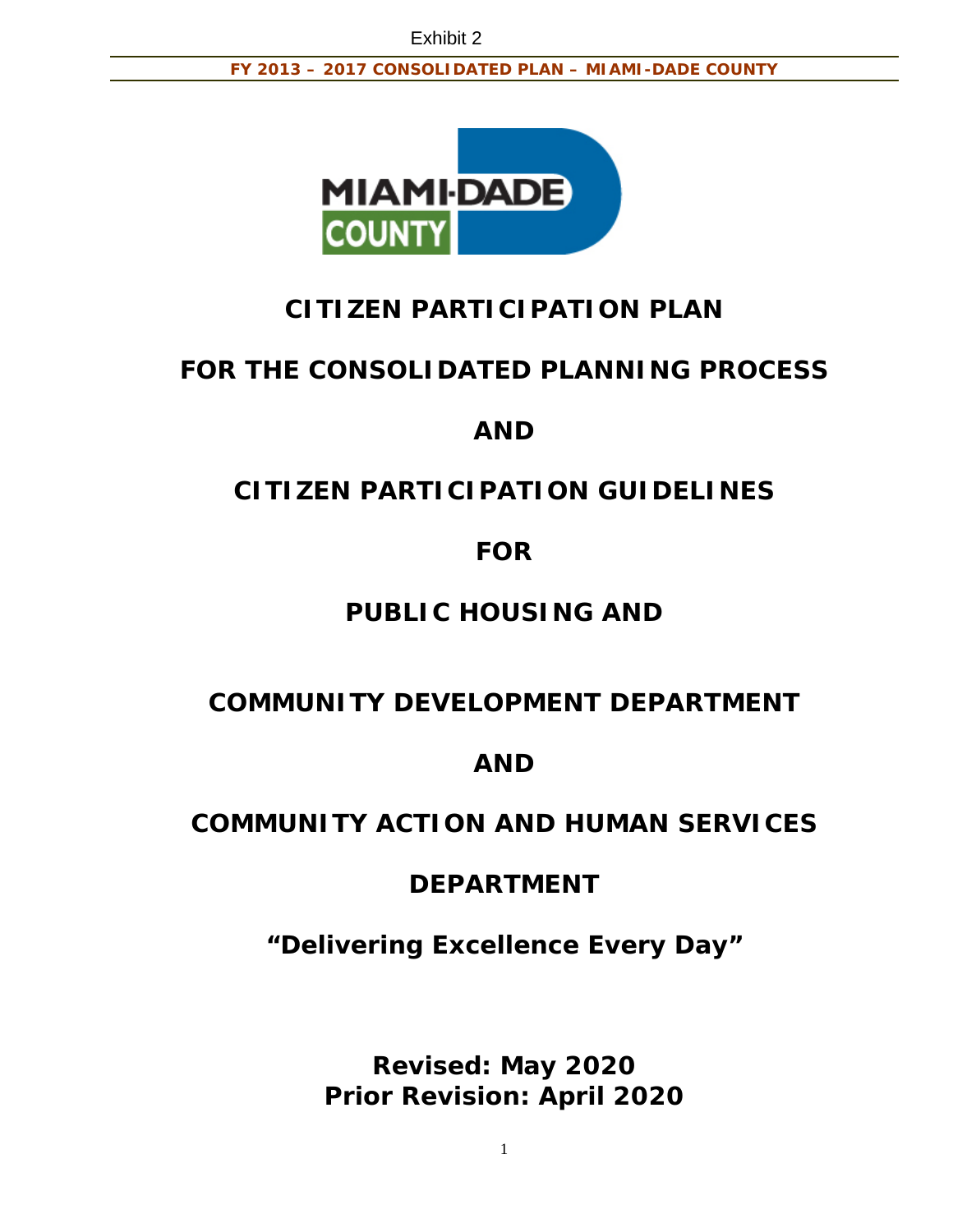Exhibit 2

**FY 2013 – 2017 CONSOLIDATED PLAN – MIAMI-DADE COUNTY**

# CITIZEN PARTICIPATION PLAN

# FOR THE CONSOLIDATED PLANNING PROCESS

# AND

# CITIZEN PARTICIPATION GUIDELINES

# FOR

# PUBLIC HOUSING AND

# COMMUNITY DEVELOPMENT DEPARTMENT

# AND

# COMMUNITY ACTION AND HUMAN SERVICES

# DEPARTMENT

**"Delivering Excellence Every Day"**

**Revised: May 2020**
**Prior Revision: April 2020**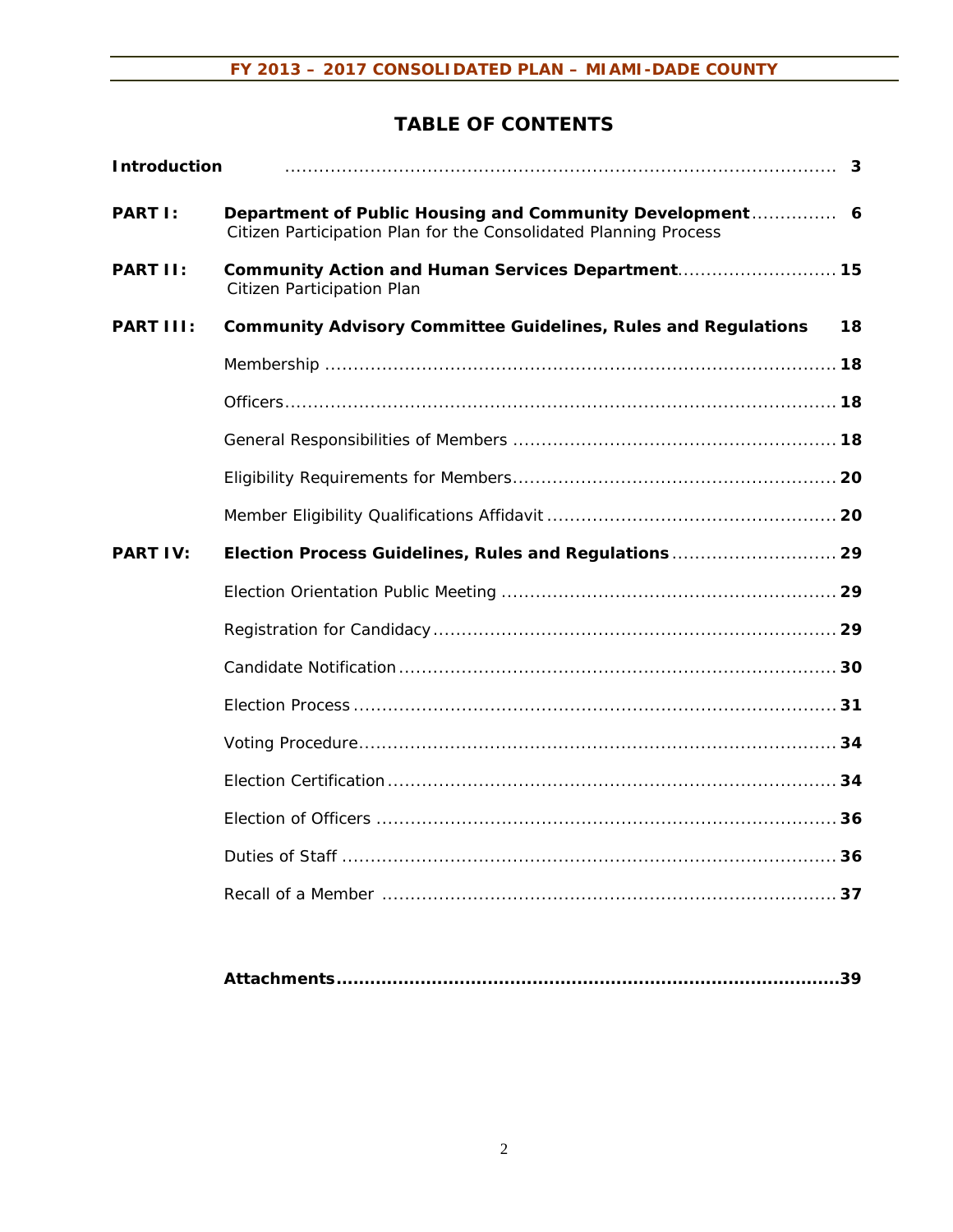# TABLE OF CONTENTS

| | | |
|---|---|---|
| **Introduction** | | **3** |
| **PART I:** | **Department of Public Housing and Community Development** Citizen Participation Plan for the Consolidated Planning Process | **6** |
| **PART II:** | **Community Action and Human Services Department** Citizen Participation Plan | **15** |
| **PART III:** | **Community Advisory Committee Guidelines, Rules and Regulations** | **18** |
| | Membership | **18** |
| | Officers | **18** |
| | General Responsibilities of Members | **18** |
| | Eligibility Requirements for Members | **20** |
| | Member Eligibility Qualifications Affidavit | **20** |
| **PART IV:** | **Election Process Guidelines, Rules and Regulations** | **29** |
| | Election Orientation Public Meeting | **29** |
| | Registration for Candidacy | **29** |
| | Candidate Notification | **30** |
| | Election Process | **31** |
| | Voting Procedure | **34** |
| | Election Certification | **34** |
| | Election of Officers | **36** |
| | Duties of Staff | **36** |
| | Recall of a Member | **37** |
| | **Attachments** | **39** |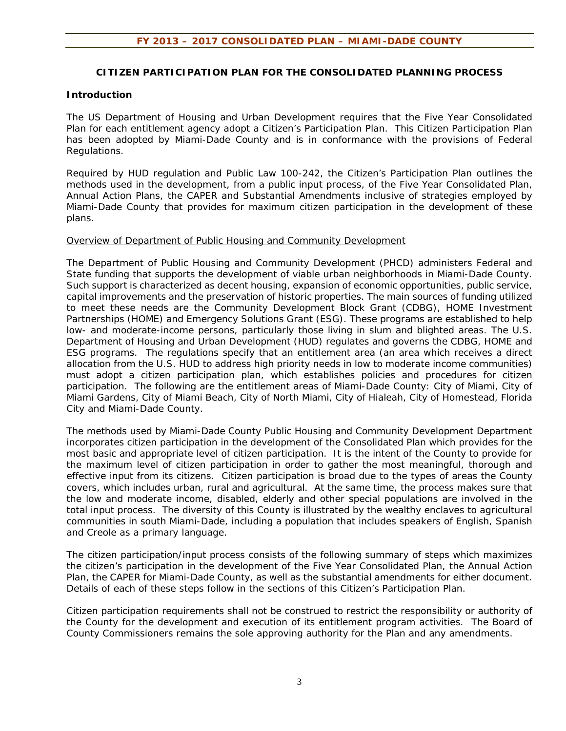## CITIZEN PARTICIPATION PLAN FOR THE CONSOLIDATED PLANNING PROCESS

### Introduction

The US Department of Housing and Urban Development requires that the Five Year Consolidated Plan for each entitlement agency adopt a Citizen's Participation Plan. This Citizen Participation Plan has been adopted by Miami-Dade County and is in conformance with the provisions of Federal Regulations.

Required by HUD regulation and Public Law 100-242, the Citizen's Participation Plan outlines the methods used in the development, from a public input process, of the Five Year Consolidated Plan, Annual Action Plans, the CAPER and Substantial Amendments inclusive of strategies employed by Miami-Dade County that provides for maximum citizen participation in the development of these plans.

<u>Overview of Department of Public Housing and Community Development</u>

The Department of Public Housing and Community Development (PHCD) administers Federal and State funding that supports the development of viable urban neighborhoods in Miami-Dade County. Such support is characterized as decent housing, expansion of economic opportunities, public service, capital improvements and the preservation of historic properties. The main sources of funding utilized to meet these needs are the Community Development Block Grant (CDBG), HOME Investment Partnerships (HOME) and Emergency Solutions Grant (ESG). These programs are established to help low- and moderate-income persons, particularly those living in slum and blighted areas. The U.S. Department of Housing and Urban Development (HUD) regulates and governs the CDBG, HOME and ESG programs. The regulations specify that an entitlement area (an area which receives a direct allocation from the U.S. HUD to address high priority needs in low to moderate income communities) must adopt a citizen participation plan, which establishes policies and procedures for citizen participation. The following are the entitlement areas of Miami-Dade County: City of Miami, City of Miami Gardens, City of Miami Beach, City of North Miami, City of Hialeah, City of Homestead, Florida City and Miami-Dade County.

The methods used by Miami-Dade County Public Housing and Community Development Department incorporates citizen participation in the development of the Consolidated Plan which provides for the most basic and appropriate level of citizen participation. It is the intent of the County to provide for the maximum level of citizen participation in order to gather the most meaningful, thorough and effective input from its citizens. Citizen participation is broad due to the types of areas the County covers, which includes urban, rural and agricultural. At the same time, the process makes sure that the low and moderate income, disabled, elderly and other special populations are involved in the total input process. The diversity of this County is illustrated by the wealthy enclaves to agricultural communities in south Miami-Dade, including a population that includes speakers of English, Spanish and Creole as a primary language.

The citizen participation/input process consists of the following summary of steps which maximizes the citizen's participation in the development of the Five Year Consolidated Plan, the Annual Action Plan, the CAPER for Miami-Dade County, as well as the substantial amendments for either document. Details of each of these steps follow in the sections of this Citizen's Participation Plan.

Citizen participation requirements shall not be construed to restrict the responsibility or authority of the County for the development and execution of its entitlement program activities. The Board of County Commissioners remains the sole approving authority for the Plan and any amendments.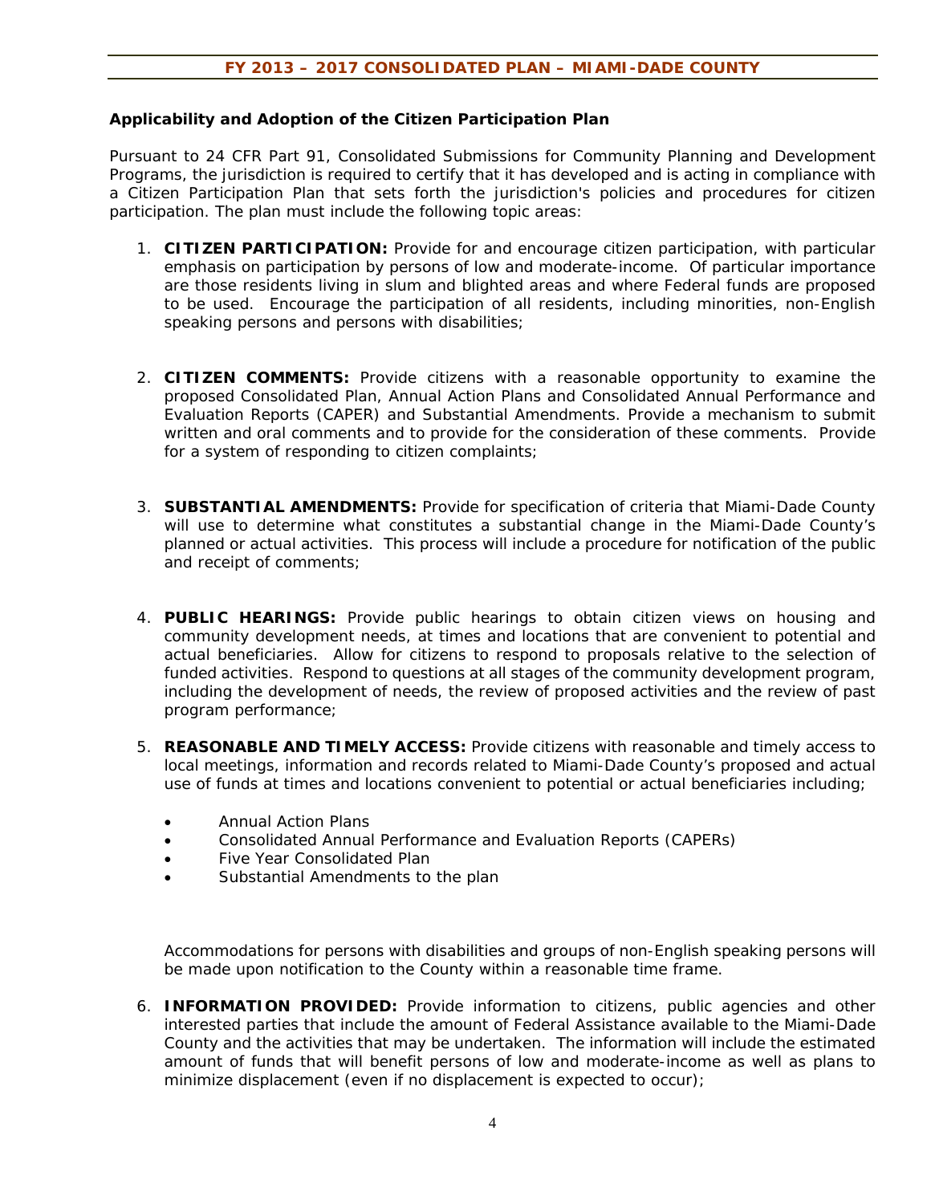### Applicability and Adoption of the Citizen Participation Plan

Pursuant to 24 CFR Part 91, Consolidated Submissions for Community Planning and Development Programs, the jurisdiction is required to certify that it has developed and is acting in compliance with a Citizen Participation Plan that sets forth the jurisdiction's policies and procedures for citizen participation. The plan must include the following topic areas:

1. **CITIZEN PARTICIPATION:** Provide for and encourage citizen participation, with particular emphasis on participation by persons of low and moderate-income. Of particular importance are those residents living in slum and blighted areas and where Federal funds are proposed to be used. Encourage the participation of all residents, including minorities, non-English speaking persons and persons with disabilities;

2. **CITIZEN COMMENTS:** Provide citizens with a reasonable opportunity to examine the proposed Consolidated Plan, Annual Action Plans and Consolidated Annual Performance and Evaluation Reports (CAPER) and Substantial Amendments. Provide a mechanism to submit written and oral comments and to provide for the consideration of these comments. Provide for a system of responding to citizen complaints;

3. **SUBSTANTIAL AMENDMENTS:** Provide for specification of criteria that Miami-Dade County will use to determine what constitutes a substantial change in the Miami-Dade County's planned or actual activities. This process will include a procedure for notification of the public and receipt of comments;

4. **PUBLIC HEARINGS:** Provide public hearings to obtain citizen views on housing and community development needs, at times and locations that are convenient to potential and actual beneficiaries. Allow for citizens to respond to proposals relative to the selection of funded activities. Respond to questions at all stages of the community development program, including the development of needs, the review of proposed activities and the review of past program performance;

5. **REASONABLE AND TIMELY ACCESS:** Provide citizens with reasonable and timely access to local meetings, information and records related to Miami-Dade County's proposed and actual use of funds at times and locations convenient to potential or actual beneficiaries including;

   - Annual Action Plans
   - Consolidated Annual Performance and Evaluation Reports (CAPERs)
   - Five Year Consolidated Plan
   - Substantial Amendments to the plan

   Accommodations for persons with disabilities and groups of non-English speaking persons will be made upon notification to the County within a reasonable time frame.

6. **INFORMATION PROVIDED:** Provide information to citizens, public agencies and other interested parties that include the amount of Federal Assistance available to the Miami-Dade County and the activities that may be undertaken. The information will include the estimated amount of funds that will benefit persons of low and moderate-income as well as plans to minimize displacement (even if no displacement is expected to occur);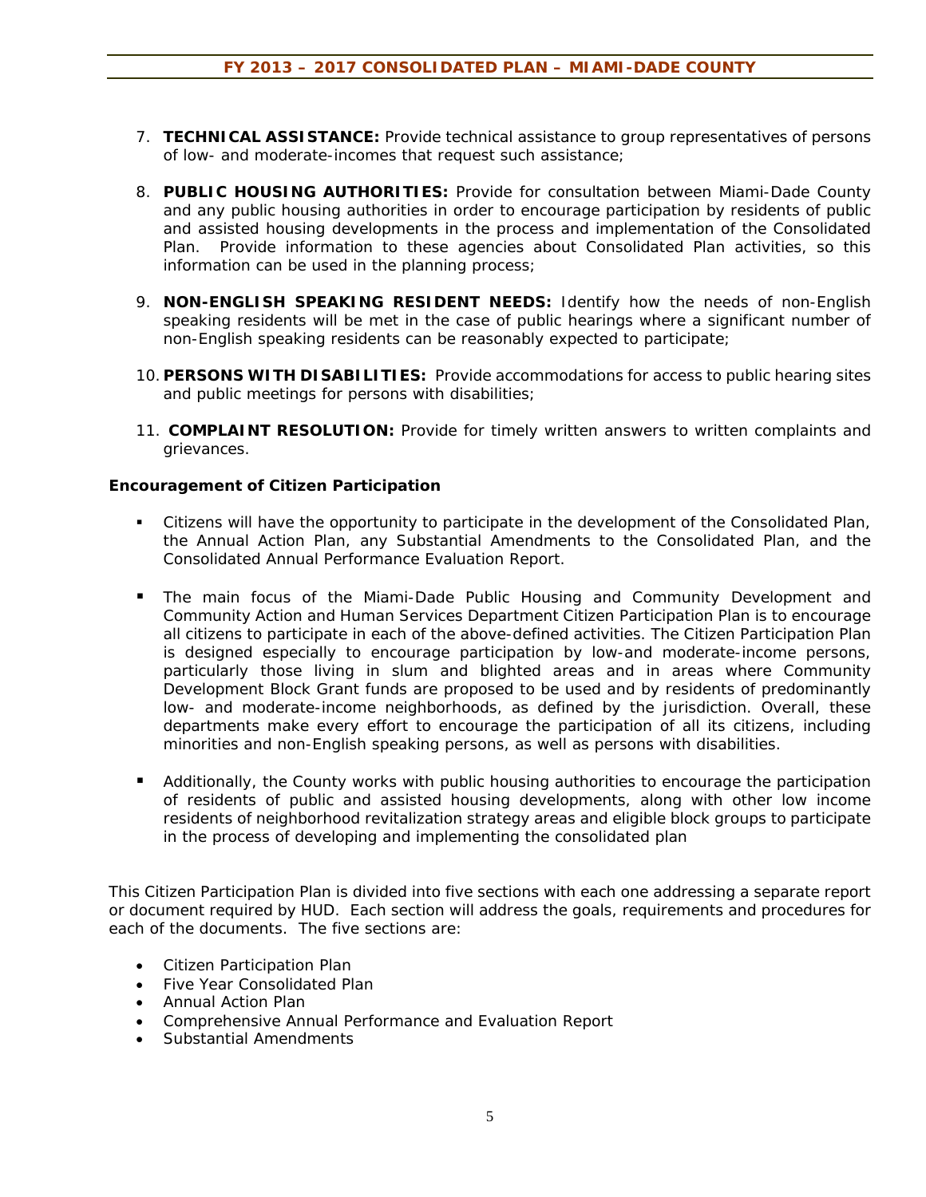7. **TECHNICAL ASSISTANCE:** Provide technical assistance to group representatives of persons of low- and moderate-incomes that request such assistance;

8. **PUBLIC HOUSING AUTHORITIES:** Provide for consultation between Miami-Dade County and any public housing authorities in order to encourage participation by residents of public and assisted housing developments in the process and implementation of the Consolidated Plan. Provide information to these agencies about Consolidated Plan activities, so this information can be used in the planning process;

9. **NON-ENGLISH SPEAKING RESIDENT NEEDS:** Identify how the needs of non-English speaking residents will be met in the case of public hearings where a significant number of non-English speaking residents can be reasonably expected to participate;

10. **PERSONS WITH DISABILITIES:** Provide accommodations for access to public hearing sites and public meetings for persons with disabilities;

11. **COMPLAINT RESOLUTION:** Provide for timely written answers to written complaints and grievances.

**Encouragement of Citizen Participation**

- Citizens will have the opportunity to participate in the development of the Consolidated Plan, the Annual Action Plan, any Substantial Amendments to the Consolidated Plan, and the Consolidated Annual Performance Evaluation Report.

- The main focus of the Miami-Dade Public Housing and Community Development and Community Action and Human Services Department Citizen Participation Plan is to encourage all citizens to participate in each of the above-defined activities. The Citizen Participation Plan is designed especially to encourage participation by low-and moderate-income persons, particularly those living in slum and blighted areas and in areas where Community Development Block Grant funds are proposed to be used and by residents of predominantly low- and moderate-income neighborhoods, as defined by the jurisdiction. Overall, these departments make every effort to encourage the participation of all its citizens, including minorities and non-English speaking persons, as well as persons with disabilities.

- Additionally, the County works with public housing authorities to encourage the participation of residents of public and assisted housing developments, along with other low income residents of neighborhood revitalization strategy areas and eligible block groups to participate in the process of developing and implementing the consolidated plan

This Citizen Participation Plan is divided into five sections with each one addressing a separate report or document required by HUD. Each section will address the goals, requirements and procedures for each of the documents. The five sections are:

- Citizen Participation Plan
- Five Year Consolidated Plan
- Annual Action Plan
- Comprehensive Annual Performance and Evaluation Report
- Substantial Amendments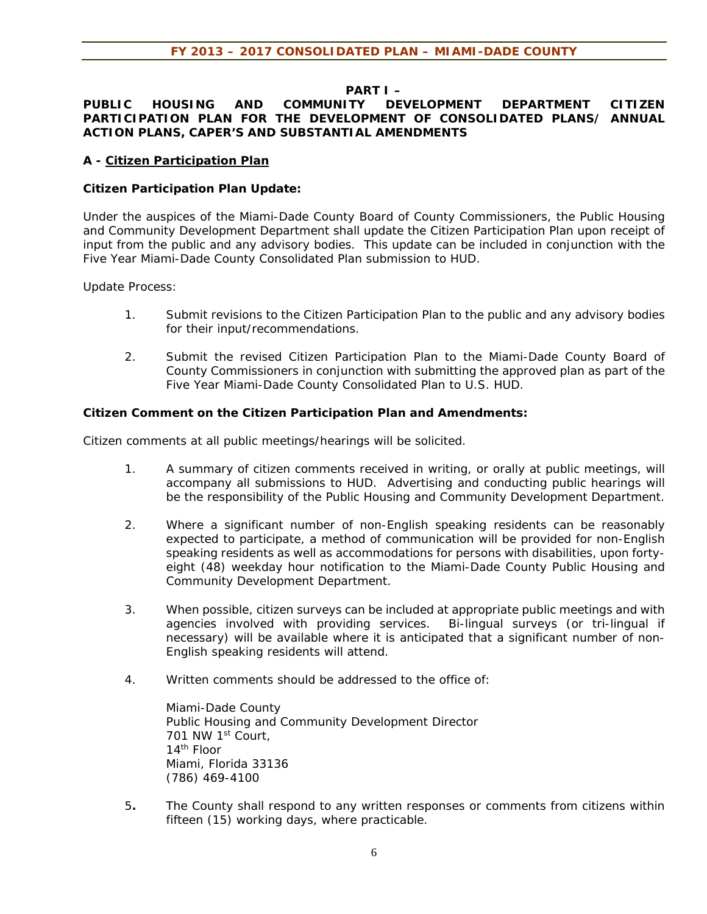## PART I – PUBLIC HOUSING AND COMMUNITY DEVELOPMENT DEPARTMENT CITIZEN PARTICIPATION PLAN FOR THE DEVELOPMENT OF CONSOLIDATED PLANS/ ANNUAL ACTION PLANS, CAPER'S AND SUBSTANTIAL AMENDMENTS

### A - Citizen Participation Plan

**Citizen Participation Plan Update:**

Under the auspices of the Miami-Dade County Board of County Commissioners, the Public Housing and Community Development Department shall update the Citizen Participation Plan upon receipt of input from the public and any advisory bodies. This update can be included in conjunction with the Five Year Miami-Dade County Consolidated Plan submission to HUD.

Update Process:

1. Submit revisions to the Citizen Participation Plan to the public and any advisory bodies for their input/recommendations.

2. Submit the revised Citizen Participation Plan to the Miami-Dade County Board of County Commissioners in conjunction with submitting the approved plan as part of the Five Year Miami-Dade County Consolidated Plan to U.S. HUD.

**Citizen Comment on the Citizen Participation Plan and Amendments:**

Citizen comments at all public meetings/hearings will be solicited.

1. A summary of citizen comments received in writing, or orally at public meetings, will accompany all submissions to HUD. Advertising and conducting public hearings will be the responsibility of the Public Housing and Community Development Department.

2. Where a significant number of non-English speaking residents can be reasonably expected to participate, a method of communication will be provided for non-English speaking residents as well as accommodations for persons with disabilities, upon forty-eight (48) weekday hour notification to the Miami-Dade County Public Housing and Community Development Department.

3. When possible, citizen surveys can be included at appropriate public meetings and with agencies involved with providing services. Bi-lingual surveys (or tri-lingual if necessary) will be available where it is anticipated that a significant number of non-English speaking residents will attend.

4. Written comments should be addressed to the office of:

   Miami-Dade County
   Public Housing and Community Development Director
   701 NW 1st Court,
   14th Floor
   Miami, Florida 33136
   (786) 469-4100

5. The County shall respond to any written responses or comments from citizens within fifteen (15) working days, where practicable.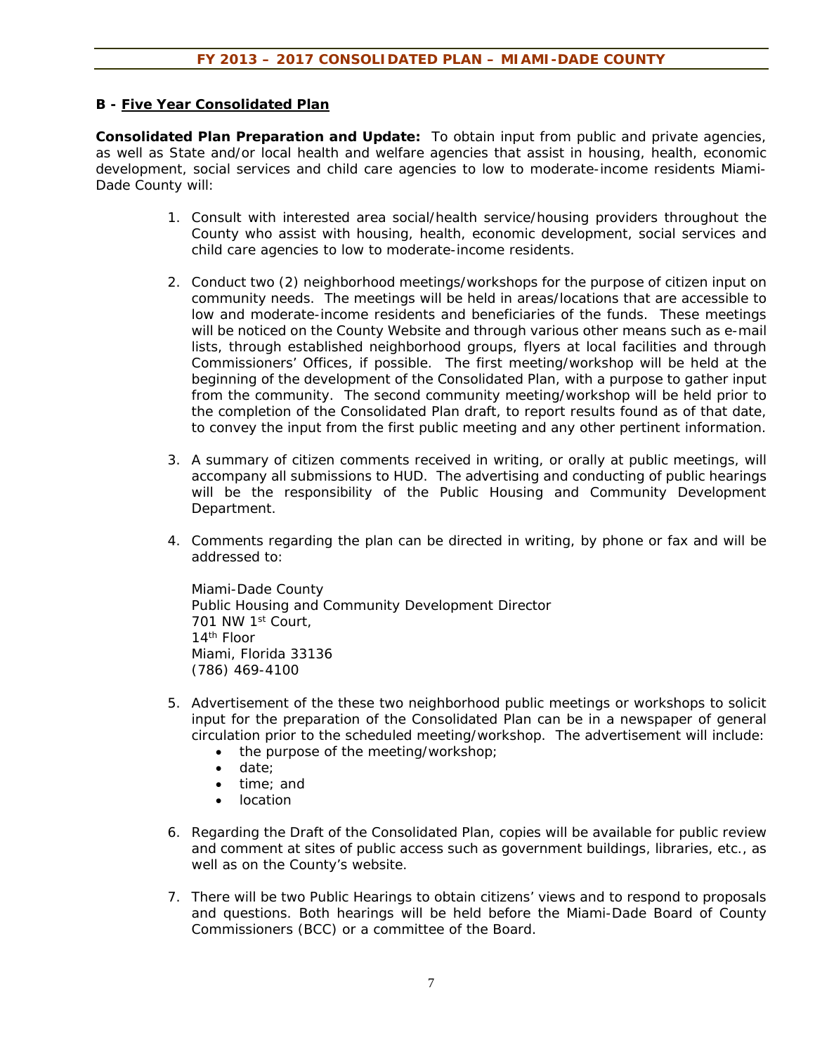## B - Five Year Consolidated Plan

**Consolidated Plan Preparation and Update:** To obtain input from public and private agencies, as well as State and/or local health and welfare agencies that assist in housing, health, economic development, social services and child care agencies to low to moderate-income residents Miami-Dade County will:

1. Consult with interested area social/health service/housing providers throughout the County who assist with housing, health, economic development, social services and child care agencies to low to moderate-income residents.

2. Conduct two (2) neighborhood meetings/workshops for the purpose of citizen input on community needs. The meetings will be held in areas/locations that are accessible to low and moderate-income residents and beneficiaries of the funds. These meetings will be noticed on the County Website and through various other means such as e-mail lists, through established neighborhood groups, flyers at local facilities and through Commissioners' Offices, if possible. The first meeting/workshop will be held at the beginning of the development of the Consolidated Plan, with a purpose to gather input from the community. The second community meeting/workshop will be held prior to the completion of the Consolidated Plan draft, to report results found as of that date, to convey the input from the first public meeting and any other pertinent information.

3. A summary of citizen comments received in writing, or orally at public meetings, will accompany all submissions to HUD. The advertising and conducting of public hearings will be the responsibility of the Public Housing and Community Development Department.

4. Comments regarding the plan can be directed in writing, by phone or fax and will be addressed to:

   Miami-Dade County
   Public Housing and Community Development Director
   701 NW 1st Court,
   14th Floor
   Miami, Florida 33136
   (786) 469-4100

5. Advertisement of the these two neighborhood public meetings or workshops to solicit input for the preparation of the Consolidated Plan can be in a newspaper of general circulation prior to the scheduled meeting/workshop. The advertisement will include:
   - the purpose of the meeting/workshop;
   - date;
   - time; and
   - location

6. Regarding the Draft of the Consolidated Plan, copies will be available for public review and comment at sites of public access such as government buildings, libraries, etc., as well as on the County's website.

7. There will be two Public Hearings to obtain citizens' views and to respond to proposals and questions. Both hearings will be held before the Miami-Dade Board of County Commissioners (BCC) or a committee of the Board.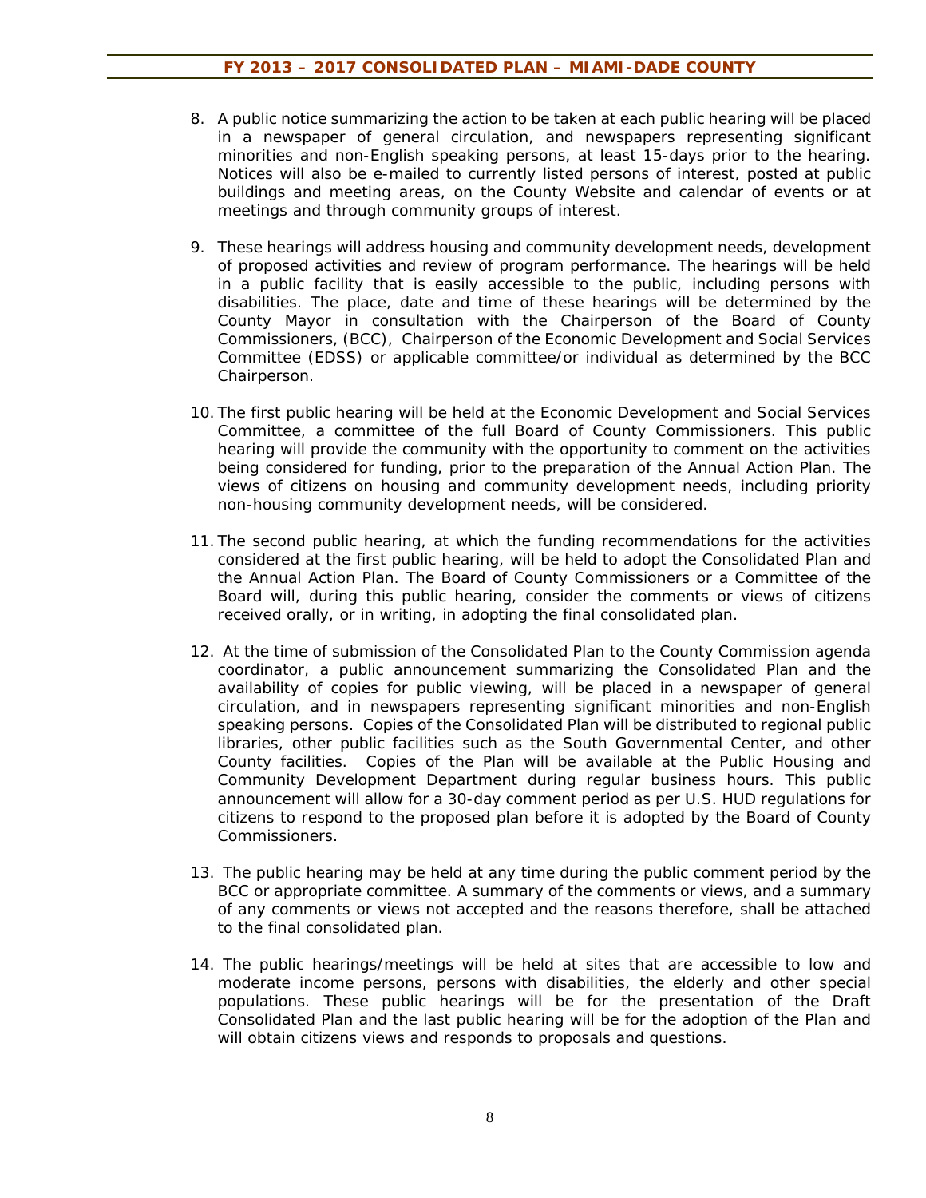8. A public notice summarizing the action to be taken at each public hearing will be placed in a newspaper of general circulation, and newspapers representing significant minorities and non-English speaking persons, at least 15-days prior to the hearing. Notices will also be e-mailed to currently listed persons of interest, posted at public buildings and meeting areas, on the County Website and calendar of events or at meetings and through community groups of interest.

9. These hearings will address housing and community development needs, development of proposed activities and review of program performance. The hearings will be held in a public facility that is easily accessible to the public, including persons with disabilities. The place, date and time of these hearings will be determined by the County Mayor in consultation with the Chairperson of the Board of County Commissioners, (BCC), Chairperson of the Economic Development and Social Services Committee (EDSS) or applicable committee/or individual as determined by the BCC Chairperson.

10. The first public hearing will be held at the Economic Development and Social Services Committee, a committee of the full Board of County Commissioners. This public hearing will provide the community with the opportunity to comment on the activities being considered for funding, prior to the preparation of the Annual Action Plan. The views of citizens on housing and community development needs, including priority non-housing community development needs, will be considered.

11. The second public hearing, at which the funding recommendations for the activities considered at the first public hearing, will be held to adopt the Consolidated Plan and the Annual Action Plan. The Board of County Commissioners or a Committee of the Board will, during this public hearing, consider the comments or views of citizens received orally, or in writing, in adopting the final consolidated plan.

12. At the time of submission of the Consolidated Plan to the County Commission agenda coordinator, a public announcement summarizing the Consolidated Plan and the availability of copies for public viewing, will be placed in a newspaper of general circulation, and in newspapers representing significant minorities and non-English speaking persons. Copies of the Consolidated Plan will be distributed to regional public libraries, other public facilities such as the South Governmental Center, and other County facilities. Copies of the Plan will be available at the Public Housing and Community Development Department during regular business hours. This public announcement will allow for a 30-day comment period as per U.S. HUD regulations for citizens to respond to the proposed plan before it is adopted by the Board of County Commissioners.

13. The public hearing may be held at any time during the public comment period by the BCC or appropriate committee. A summary of the comments or views, and a summary of any comments or views not accepted and the reasons therefore, shall be attached to the final consolidated plan.

14. The public hearings/meetings will be held at sites that are accessible to low and moderate income persons, persons with disabilities, the elderly and other special populations. These public hearings will be for the presentation of the Draft Consolidated Plan and the last public hearing will be for the adoption of the Plan and will obtain citizens views and responds to proposals and questions.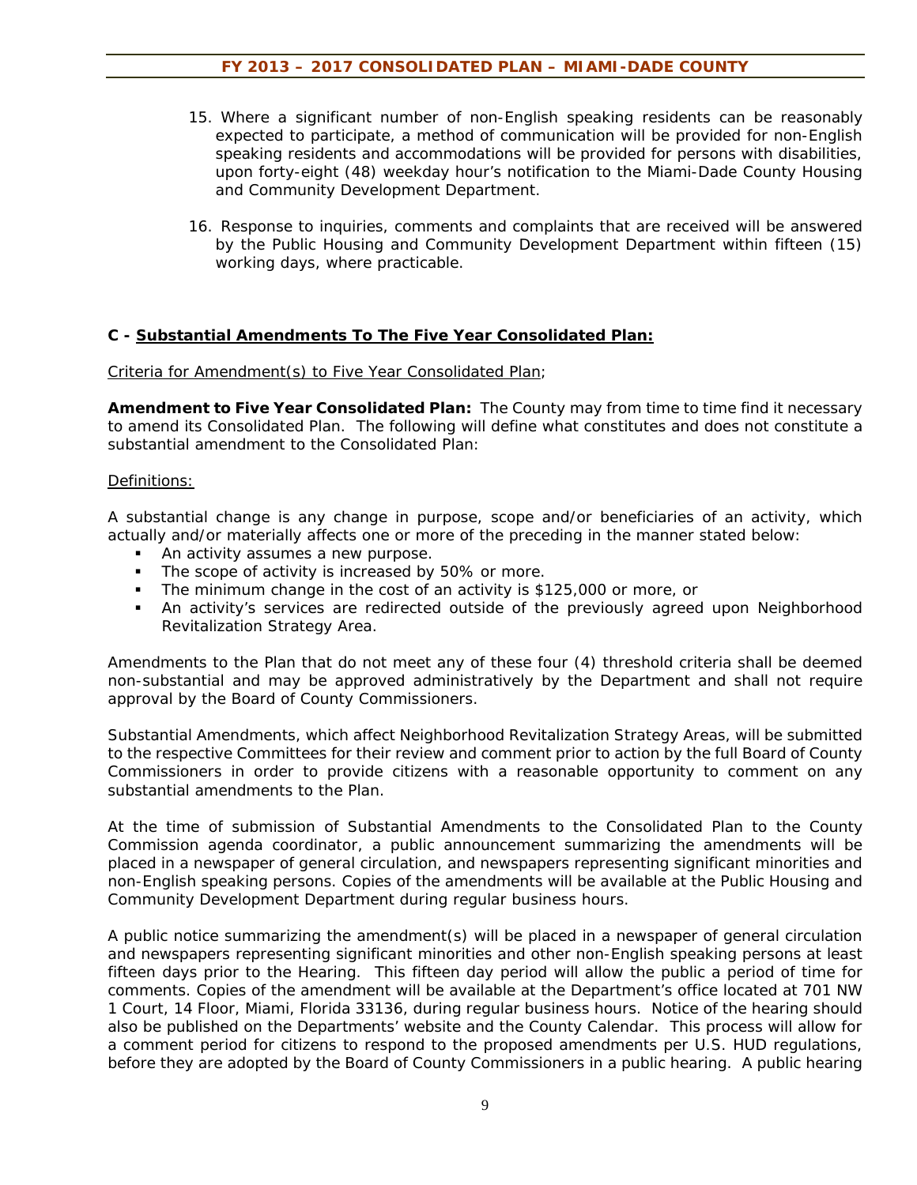15. Where a significant number of non-English speaking residents can be reasonably expected to participate, a method of communication will be provided for non-English speaking residents and accommodations will be provided for persons with disabilities, upon forty-eight (48) weekday hour's notification to the Miami-Dade County Housing and Community Development Department.

16. Response to inquiries, comments and complaints that are received will be answered by the Public Housing and Community Development Department within fifteen (15) working days, where practicable.

## C - Substantial Amendments To The Five Year Consolidated Plan:

Criteria for Amendment(s) to Five Year Consolidated Plan;

**Amendment to Five Year Consolidated Plan:** The County may from time to time find it necessary to amend its Consolidated Plan. The following will define what constitutes and does not constitute a substantial amendment to the Consolidated Plan:

Definitions:

A substantial change is any change in purpose, scope and/or beneficiaries of an activity, which actually and/or materially affects one or more of the preceding in the manner stated below:

- An activity assumes a new purpose.
- The scope of activity is increased by 50% or more.
- The minimum change in the cost of an activity is $125,000 or more, or
- An activity's services are redirected outside of the previously agreed upon Neighborhood Revitalization Strategy Area.

Amendments to the Plan that do not meet any of these four (4) threshold criteria shall be deemed non-substantial and may be approved administratively by the Department and shall not require approval by the Board of County Commissioners.

Substantial Amendments, which affect Neighborhood Revitalization Strategy Areas, will be submitted to the respective Committees for their review and comment prior to action by the full Board of County Commissioners in order to provide citizens with a reasonable opportunity to comment on any substantial amendments to the Plan.

At the time of submission of Substantial Amendments to the Consolidated Plan to the County Commission agenda coordinator, a public announcement summarizing the amendments will be placed in a newspaper of general circulation, and newspapers representing significant minorities and non-English speaking persons. Copies of the amendments will be available at the Public Housing and Community Development Department during regular business hours.

A public notice summarizing the amendment(s) will be placed in a newspaper of general circulation and newspapers representing significant minorities and other non-English speaking persons at least fifteen days prior to the Hearing. This fifteen day period will allow the public a period of time for comments. Copies of the amendment will be available at the Department's office located at 701 NW 1 Court, 14 Floor, Miami, Florida 33136, during regular business hours. Notice of the hearing should also be published on the Departments' website and the County Calendar. This process will allow for a comment period for citizens to respond to the proposed amendments per U.S. HUD regulations, before they are adopted by the Board of County Commissioners in a public hearing. A public hearing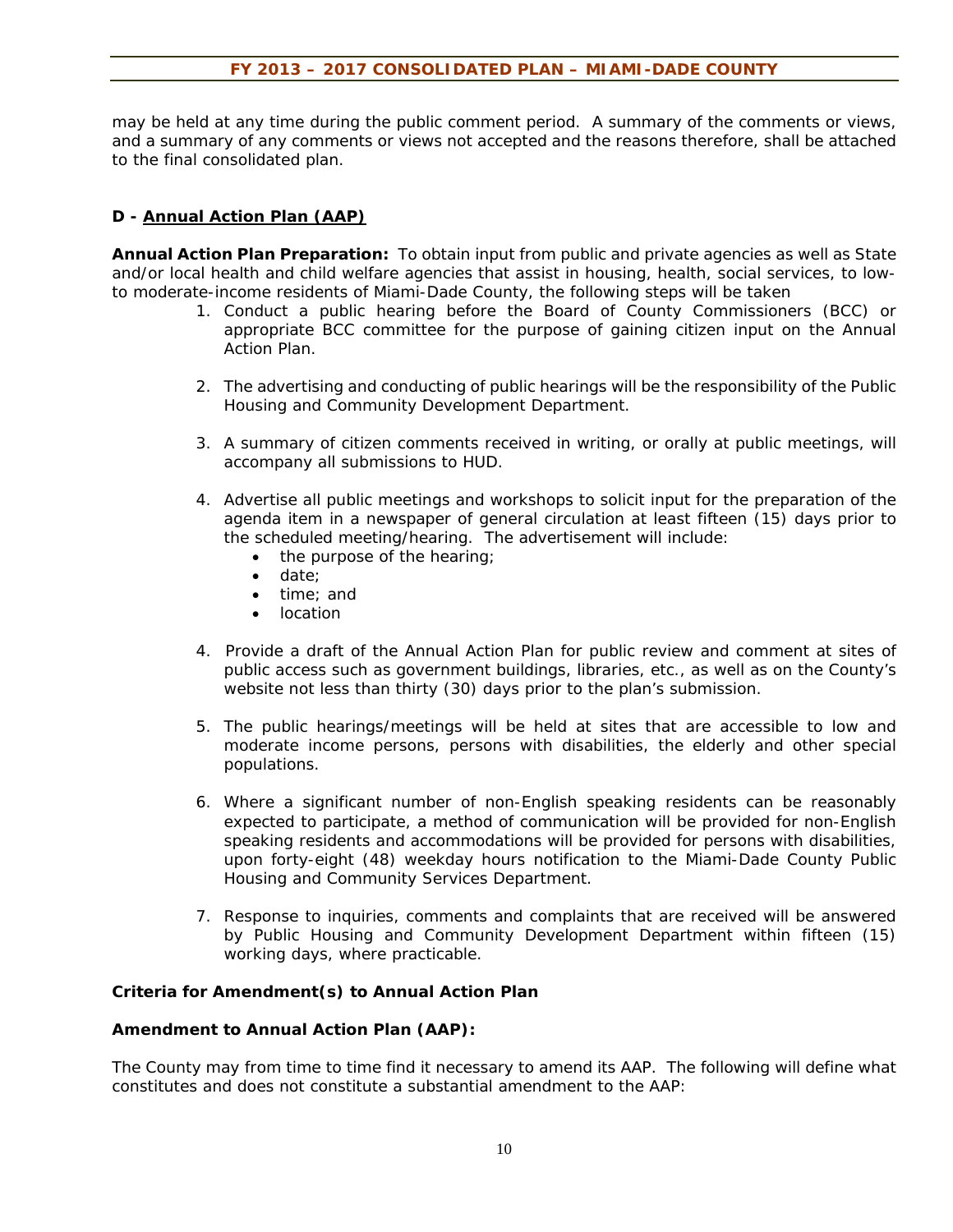may be held at any time during the public comment period. A summary of the comments or views, and a summary of any comments or views not accepted and the reasons therefore, shall be attached to the final consolidated plan.

## D - <u>Annual Action Plan (AAP)</u>

**Annual Action Plan Preparation:** To obtain input from public and private agencies as well as State and/or local health and child welfare agencies that assist in housing, health, social services, to low-to moderate-income residents of Miami-Dade County, the following steps will be taken

1. Conduct a public hearing before the Board of County Commissioners (BCC) or appropriate BCC committee for the purpose of gaining citizen input on the Annual Action Plan.

2. The advertising and conducting of public hearings will be the responsibility of the Public Housing and Community Development Department.

3. A summary of citizen comments received in writing, or orally at public meetings, will accompany all submissions to HUD.

4. Advertise all public meetings and workshops to solicit input for the preparation of the agenda item in a newspaper of general circulation at least fifteen (15) days prior to the scheduled meeting/hearing. The advertisement will include:
   - the purpose of the hearing;
   - date;
   - time; and
   - location

4. Provide a draft of the Annual Action Plan for public review and comment at sites of public access such as government buildings, libraries, etc., as well as on the County's website not less than thirty (30) days prior to the plan's submission.

5. The public hearings/meetings will be held at sites that are accessible to low and moderate income persons, persons with disabilities, the elderly and other special populations.

6. Where a significant number of non-English speaking residents can be reasonably expected to participate, a method of communication will be provided for non-English speaking residents and accommodations will be provided for persons with disabilities, upon forty-eight (48) weekday hours notification to the Miami-Dade County Public Housing and Community Services Department.

7. Response to inquiries, comments and complaints that are received will be answered by Public Housing and Community Development Department within fifteen (15) working days, where practicable.

**Criteria for Amendment(s) to Annual Action Plan**

**Amendment to Annual Action Plan (AAP):**

The County may from time to time find it necessary to amend its AAP. The following will define what constitutes and does not constitute a substantial amendment to the AAP: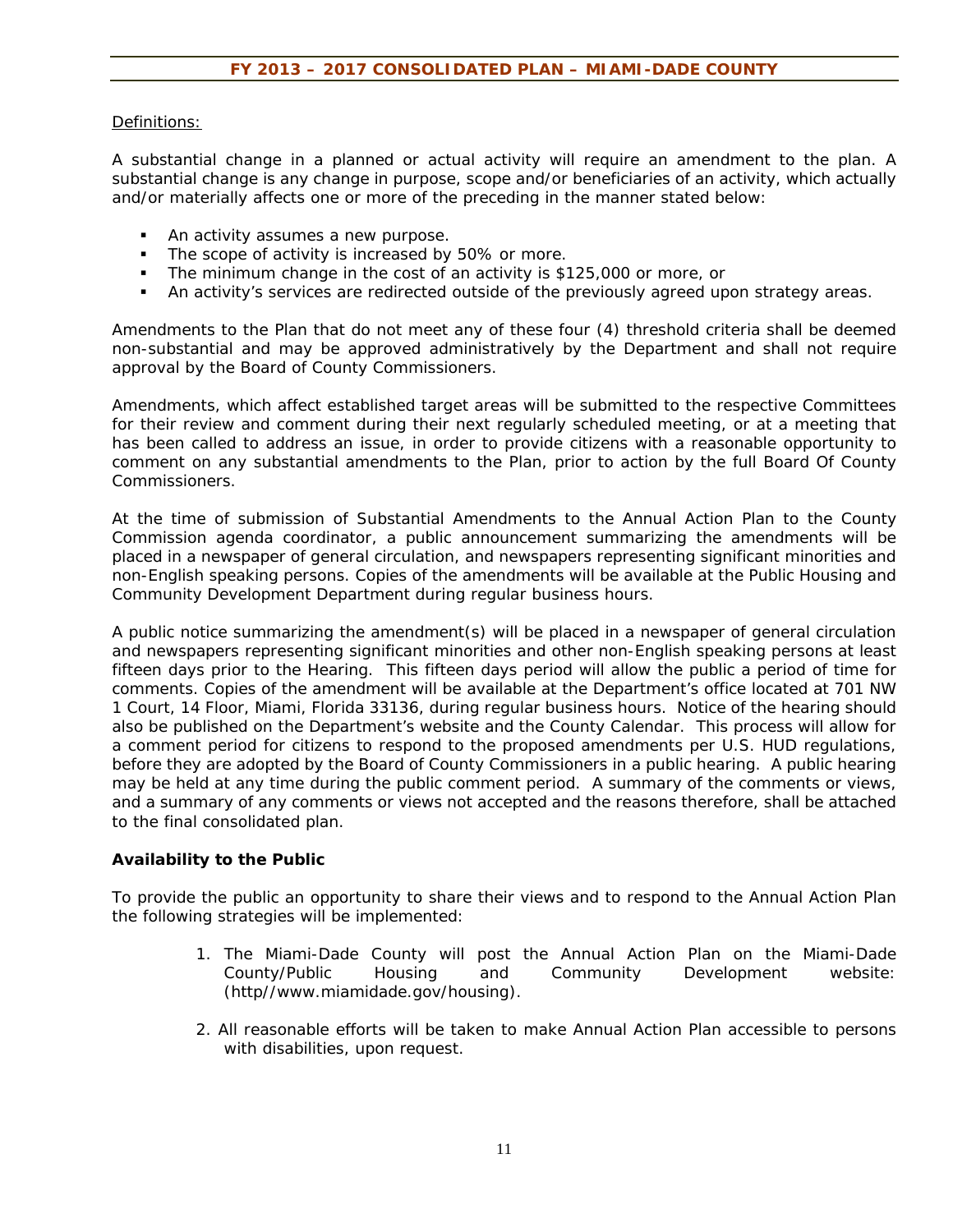Definitions:

A substantial change in a planned or actual activity will require an amendment to the plan. A substantial change is any change in purpose, scope and/or beneficiaries of an activity, which actually and/or materially affects one or more of the preceding in the manner stated below:

- An activity assumes a new purpose.
- The scope of activity is increased by 50% or more.
- The minimum change in the cost of an activity is $125,000 or more, or
- An activity's services are redirected outside of the previously agreed upon strategy areas.

Amendments to the Plan that do not meet any of these four (4) threshold criteria shall be deemed non-substantial and may be approved administratively by the Department and shall not require approval by the Board of County Commissioners.

Amendments, which affect established target areas will be submitted to the respective Committees for their review and comment during their next regularly scheduled meeting, or at a meeting that has been called to address an issue, in order to provide citizens with a reasonable opportunity to comment on any substantial amendments to the Plan, prior to action by the full Board Of County Commissioners.

At the time of submission of Substantial Amendments to the Annual Action Plan to the County Commission agenda coordinator, a public announcement summarizing the amendments will be placed in a newspaper of general circulation, and newspapers representing significant minorities and non-English speaking persons. Copies of the amendments will be available at the Public Housing and Community Development Department during regular business hours.

A public notice summarizing the amendment(s) will be placed in a newspaper of general circulation and newspapers representing significant minorities and other non-English speaking persons at least fifteen days prior to the Hearing. This fifteen days period will allow the public a period of time for comments. Copies of the amendment will be available at the Department's office located at 701 NW 1 Court, 14 Floor, Miami, Florida 33136, during regular business hours. Notice of the hearing should also be published on the Department's website and the County Calendar. This process will allow for a comment period for citizens to respond to the proposed amendments per U.S. HUD regulations, before they are adopted by the Board of County Commissioners in a public hearing. A public hearing may be held at any time during the public comment period. A summary of the comments or views, and a summary of any comments or views not accepted and the reasons therefore, shall be attached to the final consolidated plan.

**Availability to the Public**

To provide the public an opportunity to share their views and to respond to the Annual Action Plan the following strategies will be implemented:

1. The Miami-Dade County will post the Annual Action Plan on the Miami-Dade County/Public Housing and Community Development website: (http//www.miamidade.gov/housing).

2. All reasonable efforts will be taken to make Annual Action Plan accessible to persons with disabilities, upon request.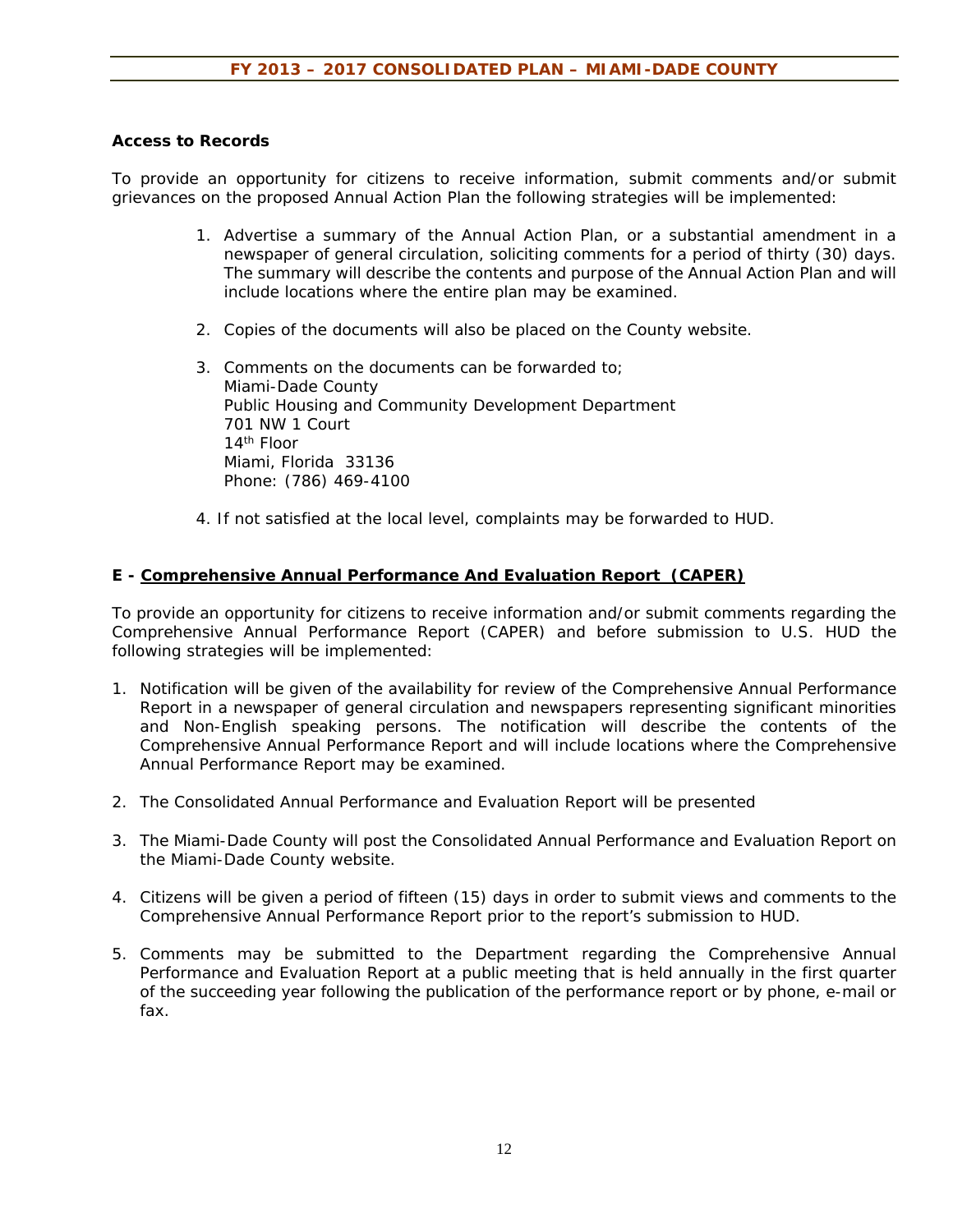**Access to Records**

To provide an opportunity for citizens to receive information, submit comments and/or submit grievances on the proposed Annual Action Plan the following strategies will be implemented:

1. Advertise a summary of the Annual Action Plan, or a substantial amendment in a newspaper of general circulation, soliciting comments for a period of thirty (30) days. The summary will describe the contents and purpose of the Annual Action Plan and will include locations where the entire plan may be examined.

2. Copies of the documents will also be placed on the County website.

3. Comments on the documents can be forwarded to;
   Miami-Dade County
   Public Housing and Community Development Department
   701 NW 1 Court
   14th Floor
   Miami, Florida 33136
   Phone: (786) 469-4100

4. If not satisfied at the local level, complaints may be forwarded to HUD.

**E - Comprehensive Annual Performance And Evaluation Report (CAPER)**

To provide an opportunity for citizens to receive information and/or submit comments regarding the Comprehensive Annual Performance Report (CAPER) and before submission to U.S. HUD the following strategies will be implemented:

1. Notification will be given of the availability for review of the Comprehensive Annual Performance Report in a newspaper of general circulation and newspapers representing significant minorities and Non-English speaking persons. The notification will describe the contents of the Comprehensive Annual Performance Report and will include locations where the Comprehensive Annual Performance Report may be examined.

2. The Consolidated Annual Performance and Evaluation Report will be presented

3. The Miami-Dade County will post the Consolidated Annual Performance and Evaluation Report on the Miami-Dade County website.

4. Citizens will be given a period of fifteen (15) days in order to submit views and comments to the Comprehensive Annual Performance Report prior to the report's submission to HUD.

5. Comments may be submitted to the Department regarding the Comprehensive Annual Performance and Evaluation Report at a public meeting that is held annually in the first quarter of the succeeding year following the publication of the performance report or by phone, e-mail or fax.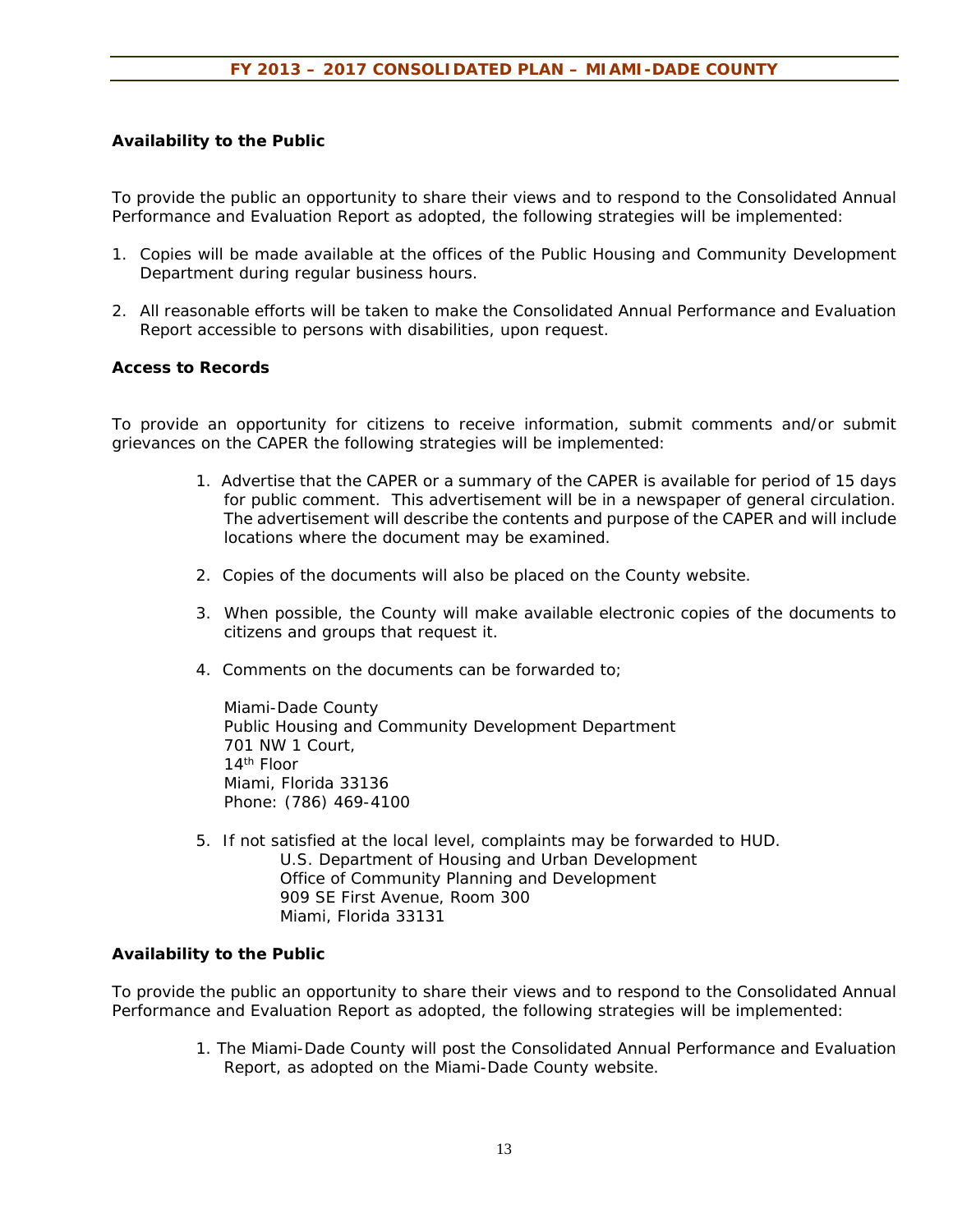**Availability to the Public**

To provide the public an opportunity to share their views and to respond to the Consolidated Annual Performance and Evaluation Report as adopted, the following strategies will be implemented:

1. Copies will be made available at the offices of the Public Housing and Community Development Department during regular business hours.

2. All reasonable efforts will be taken to make the Consolidated Annual Performance and Evaluation Report accessible to persons with disabilities, upon request.

**Access to Records**

To provide an opportunity for citizens to receive information, submit comments and/or submit grievances on the CAPER the following strategies will be implemented:

1. Advertise that the CAPER or a summary of the CAPER is available for period of 15 days for public comment. This advertisement will be in a newspaper of general circulation. The advertisement will describe the contents and purpose of the CAPER and will include locations where the document may be examined.

2. Copies of the documents will also be placed on the County website.

3. When possible, the County will make available electronic copies of the documents to citizens and groups that request it.

4. Comments on the documents can be forwarded to;

   Miami-Dade County
   Public Housing and Community Development Department
   701 NW 1 Court,
   14th Floor
   Miami, Florida 33136
   Phone: (786) 469-4100

5. If not satisfied at the local level, complaints may be forwarded to HUD.
   U.S. Department of Housing and Urban Development
   Office of Community Planning and Development
   909 SE First Avenue, Room 300
   Miami, Florida 33131

**Availability to the Public**

To provide the public an opportunity to share their views and to respond to the Consolidated Annual Performance and Evaluation Report as adopted, the following strategies will be implemented:

1. The Miami-Dade County will post the Consolidated Annual Performance and Evaluation Report, as adopted on the Miami-Dade County website.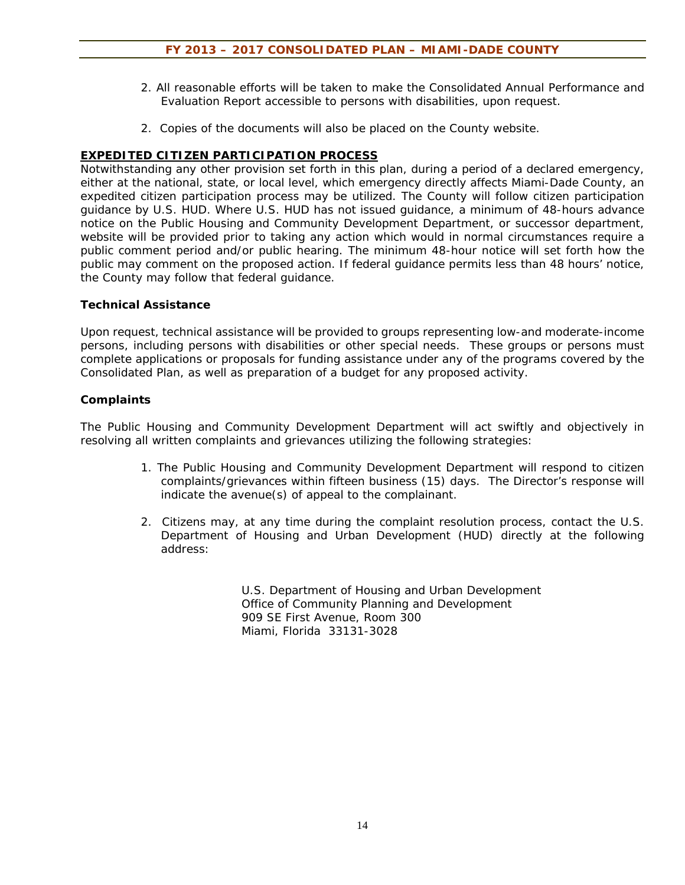2. All reasonable efforts will be taken to make the Consolidated Annual Performance and Evaluation Report accessible to persons with disabilities, upon request.

2. Copies of the documents will also be placed on the County website.

## EXPEDITED CITIZEN PARTICIPATION PROCESS

Notwithstanding any other provision set forth in this plan, during a period of a declared emergency, either at the national, state, or local level, which emergency directly affects Miami-Dade County, an expedited citizen participation process may be utilized. The County will follow citizen participation guidance by U.S. HUD. Where U.S. HUD has not issued guidance, a minimum of 48-hours advance notice on the Public Housing and Community Development Department, or successor department, website will be provided prior to taking any action which would in normal circumstances require a public comment period and/or public hearing. The minimum 48-hour notice will set forth how the public may comment on the proposed action. If federal guidance permits less than 48 hours' notice, the County may follow that federal guidance.

### Technical Assistance

Upon request, technical assistance will be provided to groups representing low-and moderate-income persons, including persons with disabilities or other special needs. These groups or persons must complete applications or proposals for funding assistance under any of the programs covered by the Consolidated Plan, as well as preparation of a budget for any proposed activity.

### Complaints

The Public Housing and Community Development Department will act swiftly and objectively in resolving all written complaints and grievances utilizing the following strategies:

1. The Public Housing and Community Development Department will respond to citizen complaints/grievances within fifteen business (15) days. The Director's response will indicate the avenue(s) of appeal to the complainant.

2. Citizens may, at any time during the complaint resolution process, contact the U.S. Department of Housing and Urban Development (HUD) directly at the following address:

   U.S. Department of Housing and Urban Development
   Office of Community Planning and Development
   909 SE First Avenue, Room 300
   Miami, Florida 33131-3028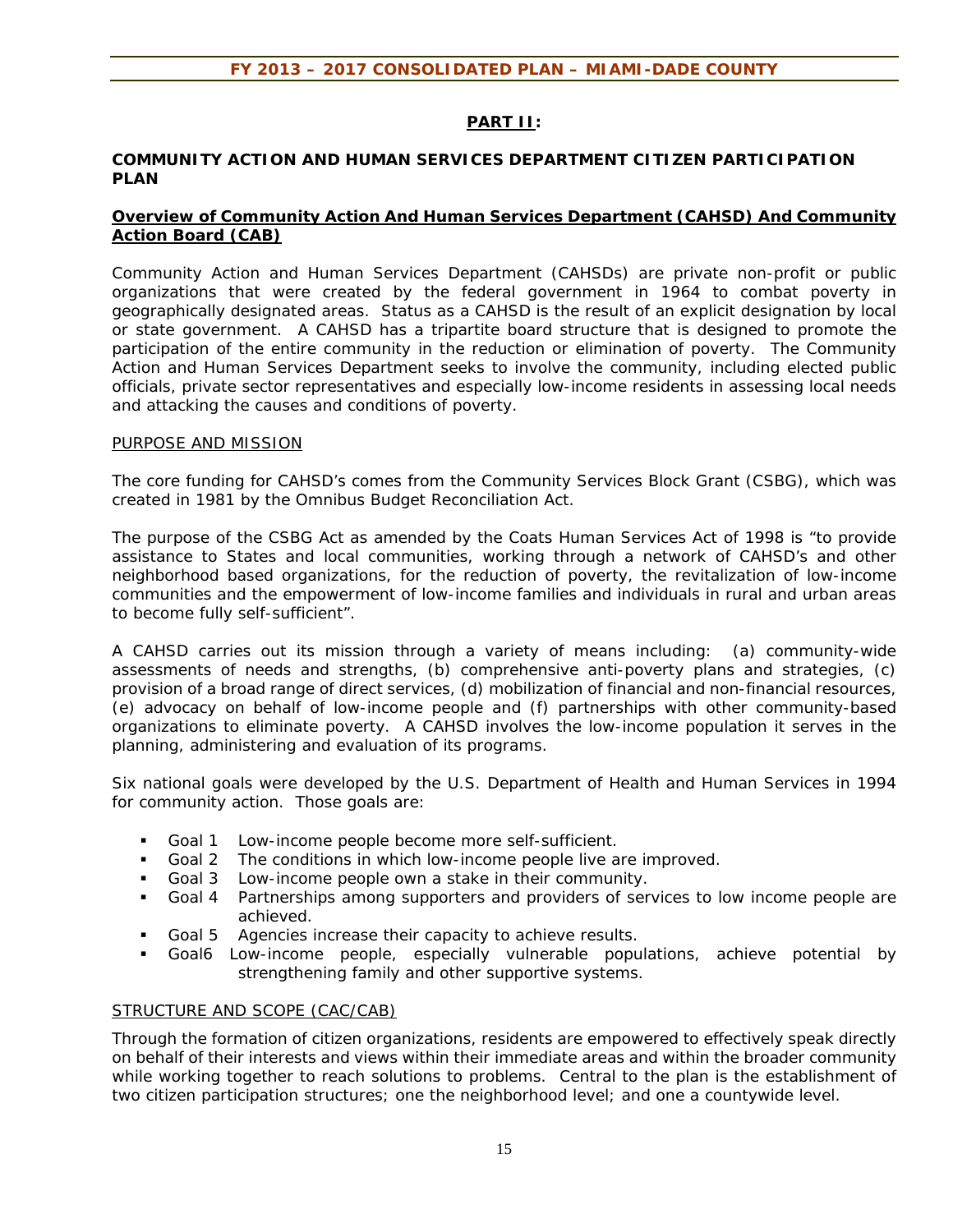## PART II:

### COMMUNITY ACTION AND HUMAN SERVICES DEPARTMENT CITIZEN PARTICIPATION PLAN

#### Overview of Community Action And Human Services Department (CAHSD) And Community Action Board (CAB)

Community Action and Human Services Department (CAHSDs) are private non-profit or public organizations that were created by the federal government in 1964 to combat poverty in geographically designated areas. Status as a CAHSD is the result of an explicit designation by local or state government. A CAHSD has a tripartite board structure that is designed to promote the participation of the entire community in the reduction or elimination of poverty. The Community Action and Human Services Department seeks to involve the community, including elected public officials, private sector representatives and especially low-income residents in assessing local needs and attacking the causes and conditions of poverty.

PURPOSE AND MISSION

The core funding for CAHSD's comes from the Community Services Block Grant (CSBG), which was created in 1981 by the Omnibus Budget Reconciliation Act.

The purpose of the CSBG Act as amended by the Coats Human Services Act of 1998 is "to provide assistance to States and local communities, working through a network of CAHSD's and other neighborhood based organizations, for the reduction of poverty, the revitalization of low-income communities and the empowerment of low-income families and individuals in rural and urban areas to become fully self-sufficient".

A CAHSD carries out its mission through a variety of means including: (a) community-wide assessments of needs and strengths, (b) comprehensive anti-poverty plans and strategies, (c) provision of a broad range of direct services, (d) mobilization of financial and non-financial resources, (e) advocacy on behalf of low-income people and (f) partnerships with other community-based organizations to eliminate poverty. A CAHSD involves the low-income population it serves in the planning, administering and evaluation of its programs.

Six national goals were developed by the U.S. Department of Health and Human Services in 1994 for community action. Those goals are:

- Goal 1 Low-income people become more self-sufficient.
- Goal 2 The conditions in which low-income people live are improved.
- Goal 3 Low-income people own a stake in their community.
- Goal 4 Partnerships among supporters and providers of services to low income people are achieved.
- Goal 5 Agencies increase their capacity to achieve results.
- Goal6 Low-income people, especially vulnerable populations, achieve potential by strengthening family and other supportive systems.

STRUCTURE AND SCOPE (CAC/CAB)

Through the formation of citizen organizations, residents are empowered to effectively speak directly on behalf of their interests and views within their immediate areas and within the broader community while working together to reach solutions to problems. Central to the plan is the establishment of two citizen participation structures; one the neighborhood level; and one a countywide level.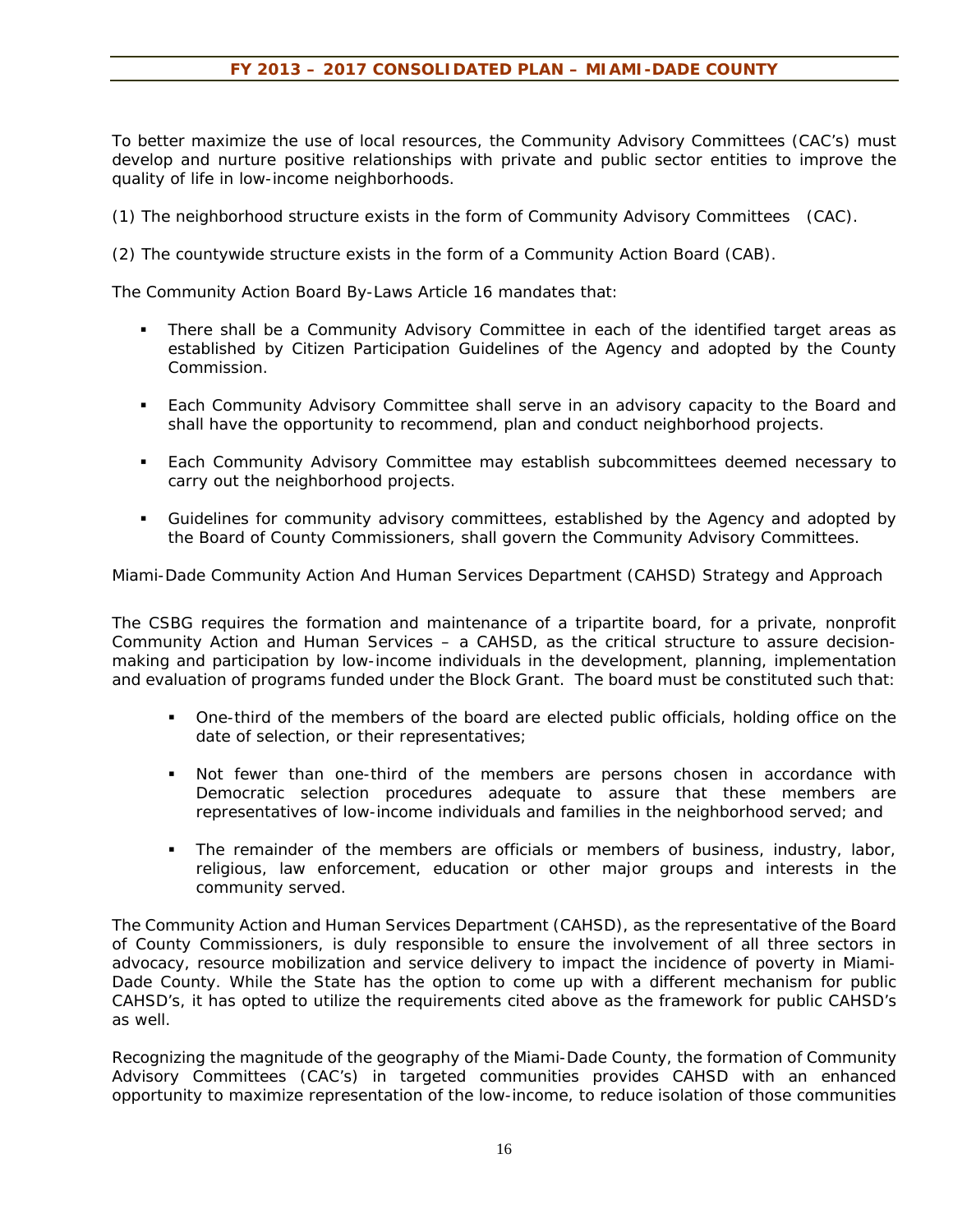To better maximize the use of local resources, the Community Advisory Committees (CAC's) must develop and nurture positive relationships with private and public sector entities to improve the quality of life in low-income neighborhoods.

(1) The neighborhood structure exists in the form of Community Advisory Committees (CAC).

(2) The countywide structure exists in the form of a Community Action Board (CAB).

The Community Action Board By-Laws Article 16 mandates that:

- There shall be a Community Advisory Committee in each of the identified target areas as established by Citizen Participation Guidelines of the Agency and adopted by the County Commission.

- Each Community Advisory Committee shall serve in an advisory capacity to the Board and shall have the opportunity to recommend, plan and conduct neighborhood projects.

- Each Community Advisory Committee may establish subcommittees deemed necessary to carry out the neighborhood projects.

- Guidelines for community advisory committees, established by the Agency and adopted by the Board of County Commissioners, shall govern the Community Advisory Committees.

Miami-Dade Community Action And Human Services Department (CAHSD) Strategy and Approach

The CSBG requires the formation and maintenance of a tripartite board, for a private, nonprofit Community Action and Human Services – a CAHSD, as the critical structure to assure decision-making and participation by low-income individuals in the development, planning, implementation and evaluation of programs funded under the Block Grant. The board must be constituted such that:

- One-third of the members of the board are elected public officials, holding office on the date of selection, or their representatives;

- Not fewer than one-third of the members are persons chosen in accordance with Democratic selection procedures adequate to assure that these members are representatives of low-income individuals and families in the neighborhood served; and

- The remainder of the members are officials or members of business, industry, labor, religious, law enforcement, education or other major groups and interests in the community served.

The Community Action and Human Services Department (CAHSD), as the representative of the Board of County Commissioners, is duly responsible to ensure the involvement of all three sectors in advocacy, resource mobilization and service delivery to impact the incidence of poverty in Miami-Dade County. While the State has the option to come up with a different mechanism for public CAHSD's, it has opted to utilize the requirements cited above as the framework for public CAHSD's as well.

Recognizing the magnitude of the geography of the Miami-Dade County, the formation of Community Advisory Committees (CAC's) in targeted communities provides CAHSD with an enhanced opportunity to maximize representation of the low-income, to reduce isolation of those communities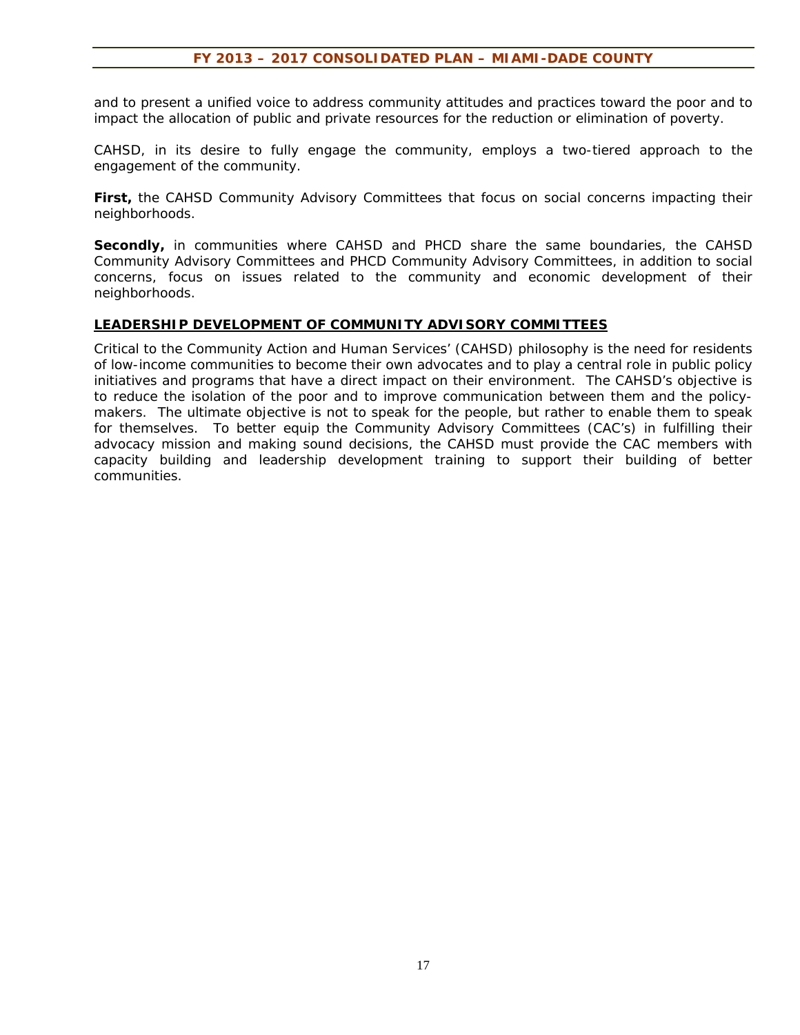and to present a unified voice to address community attitudes and practices toward the poor and to impact the allocation of public and private resources for the reduction or elimination of poverty.

CAHSD, in its desire to fully engage the community, employs a two-tiered approach to the engagement of the community.

**First,** the CAHSD Community Advisory Committees that focus on social concerns impacting their neighborhoods.

**Secondly,** in communities where CAHSD and PHCD share the same boundaries, the CAHSD Community Advisory Committees and PHCD Community Advisory Committees, in addition to social concerns, focus on issues related to the community and economic development of their neighborhoods.

## LEADERSHIP DEVELOPMENT OF COMMUNITY ADVISORY COMMITTEES

Critical to the Community Action and Human Services' (CAHSD) philosophy is the need for residents of low-income communities to become their own advocates and to play a central role in public policy initiatives and programs that have a direct impact on their environment. The CAHSD's objective is to reduce the isolation of the poor and to improve communication between them and the policy-makers. The ultimate objective is not to speak for the people, but rather to enable them to speak for themselves. To better equip the Community Advisory Committees (CAC's) in fulfilling their advocacy mission and making sound decisions, the CAHSD must provide the CAC members with capacity building and leadership development training to support their building of better communities.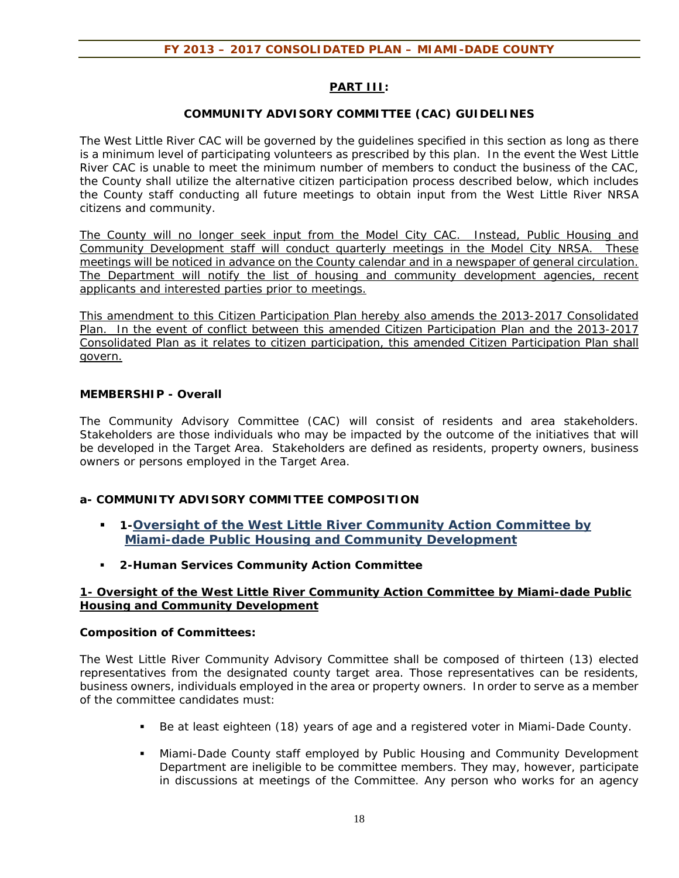## PART III:

### COMMUNITY ADVISORY COMMITTEE (CAC) GUIDELINES

The West Little River CAC will be governed by the guidelines specified in this section as long as there is a minimum level of participating volunteers as prescribed by this plan. In the event the West Little River CAC is unable to meet the minimum number of members to conduct the business of the CAC, the County shall utilize the alternative citizen participation process described below, which includes the County staff conducting all future meetings to obtain input from the West Little River NRSA citizens and community.

<u>The County will no longer seek input from the Model City CAC. Instead, Public Housing and Community Development staff will conduct quarterly meetings in the Model City NRSA. These meetings will be noticed in advance on the County calendar and in a newspaper of general circulation. The Department will notify the list of housing and community development agencies, recent applicants and interested parties prior to meetings.</u>

<u>This amendment to this Citizen Participation Plan hereby also amends the 2013-2017 Consolidated Plan. In the event of conflict between this amended Citizen Participation Plan and the 2013-2017 Consolidated Plan as it relates to citizen participation, this amended Citizen Participation Plan shall govern.</u>

**MEMBERSHIP - Overall**

The Community Advisory Committee (CAC) will consist of residents and area stakeholders. Stakeholders are those individuals who may be impacted by the outcome of the initiatives that will be developed in the Target Area. Stakeholders are defined as residents, property owners, business owners or persons employed in the Target Area.

**a- COMMUNITY ADVISORY COMMITTEE COMPOSITION**

- **1-<u>Oversight of the West Little River Community Action Committee by Miami-dade Public Housing and Community Development</u>**
- **2-Human Services Community Action Committee**

**<u>1- Oversight of the West Little River Community Action Committee by Miami-dade Public Housing and Community Development</u>**

**Composition of Committees:**

The West Little River Community Advisory Committee shall be composed of thirteen (13) elected representatives from the designated county target area. Those representatives can be residents, business owners, individuals employed in the area or property owners. In order to serve as a member of the committee candidates must:

- Be at least eighteen (18) years of age and a registered voter in Miami-Dade County.
- Miami-Dade County staff employed by Public Housing and Community Development Department are ineligible to be committee members. They may, however, participate in discussions at meetings of the Committee. Any person who works for an agency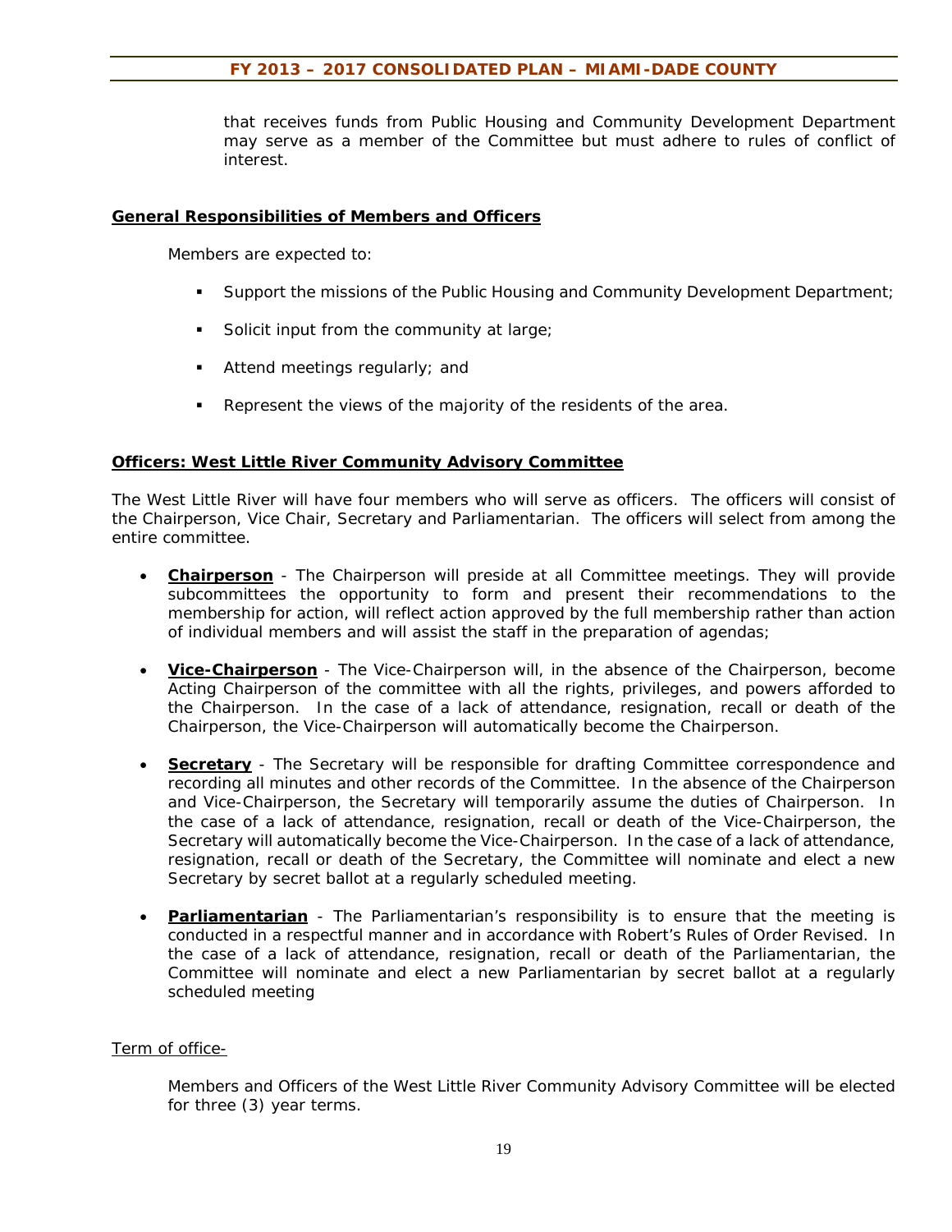that receives funds from Public Housing and Community Development Department may serve as a member of the Committee but must adhere to rules of conflict of interest.

**General Responsibilities of Members and Officers**

Members are expected to:

- Support the missions of the Public Housing and Community Development Department;
- Solicit input from the community at large;
- Attend meetings regularly; and
- Represent the views of the majority of the residents of the area.

**Officers: West Little River Community Advisory Committee**

The West Little River will have four members who will serve as officers. The officers will consist of the Chairperson, Vice Chair, Secretary and Parliamentarian. The officers will select from among the entire committee.

- **Chairperson** - The Chairperson will preside at all Committee meetings. They will provide subcommittees the opportunity to form and present their recommendations to the membership for action, will reflect action approved by the full membership rather than action of individual members and will assist the staff in the preparation of agendas;
- **Vice-Chairperson** - The Vice-Chairperson will, in the absence of the Chairperson, become Acting Chairperson of the committee with all the rights, privileges, and powers afforded to the Chairperson. In the case of a lack of attendance, resignation, recall or death of the Chairperson, the Vice-Chairperson will automatically become the Chairperson.
- **Secretary** - The Secretary will be responsible for drafting Committee correspondence and recording all minutes and other records of the Committee. In the absence of the Chairperson and Vice-Chairperson, the Secretary will temporarily assume the duties of Chairperson. In the case of a lack of attendance, resignation, recall or death of the Vice-Chairperson, the Secretary will automatically become the Vice-Chairperson. In the case of a lack of attendance, resignation, recall or death of the Secretary, the Committee will nominate and elect a new Secretary by secret ballot at a regularly scheduled meeting.
- **Parliamentarian** - The Parliamentarian's responsibility is to ensure that the meeting is conducted in a respectful manner and in accordance with Robert's Rules of Order Revised. In the case of a lack of attendance, resignation, recall or death of the Parliamentarian, the Committee will nominate and elect a new Parliamentarian by secret ballot at a regularly scheduled meeting

Term of office-

Members and Officers of the West Little River Community Advisory Committee will be elected for three (3) year terms.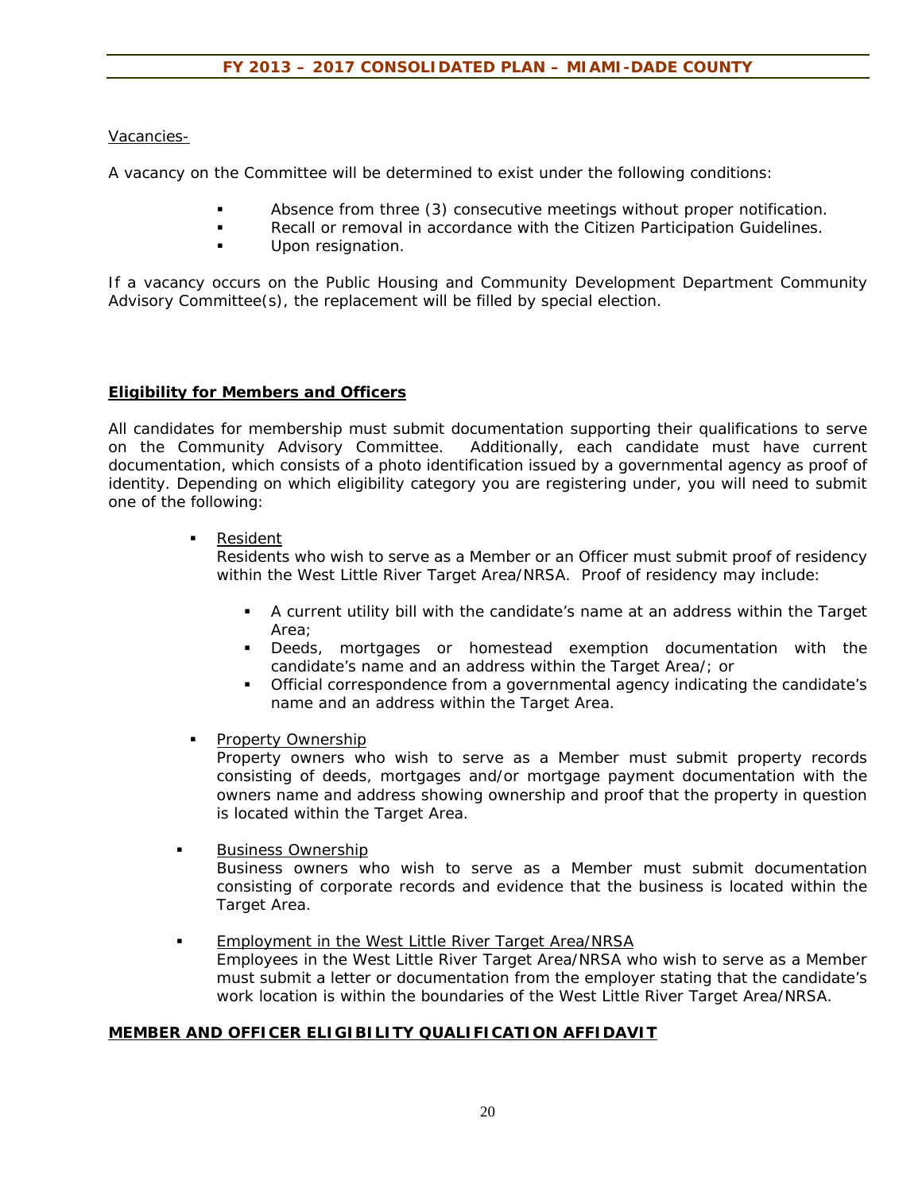Vacancies-

A vacancy on the Committee will be determined to exist under the following conditions:

- Absence from three (3) consecutive meetings without proper notification.
- Recall or removal in accordance with the Citizen Participation Guidelines.
- Upon resignation.

If a vacancy occurs on the Public Housing and Community Development Department Community Advisory Committee(s), the replacement will be filled by special election.

**Eligibility for Members and Officers**

All candidates for membership must submit documentation supporting their qualifications to serve on the Community Advisory Committee. Additionally, each candidate must have current documentation, which consists of a photo identification issued by a governmental agency as proof of identity. Depending on which eligibility category you are registering under, you will need to submit one of the following:

- Resident
  Residents who wish to serve as a Member or an Officer must submit proof of residency within the West Little River Target Area/NRSA. Proof of residency may include:
  - A current utility bill with the candidate's name at an address within the Target Area;
  - Deeds, mortgages or homestead exemption documentation with the candidate's name and an address within the Target Area/; or
  - Official correspondence from a governmental agency indicating the candidate's name and an address within the Target Area.
- Property Ownership
  Property owners who wish to serve as a Member must submit property records consisting of deeds, mortgages and/or mortgage payment documentation with the owners name and address showing ownership and proof that the property in question is located within the Target Area.
- Business Ownership
  Business owners who wish to serve as a Member must submit documentation consisting of corporate records and evidence that the business is located within the Target Area.
- Employment in the West Little River Target Area/NRSA
  Employees in the West Little River Target Area/NRSA who wish to serve as a Member must submit a letter or documentation from the employer stating that the candidate's work location is within the boundaries of the West Little River Target Area/NRSA.

**MEMBER AND OFFICER ELIGIBILITY QUALIFICATION AFFIDAVIT**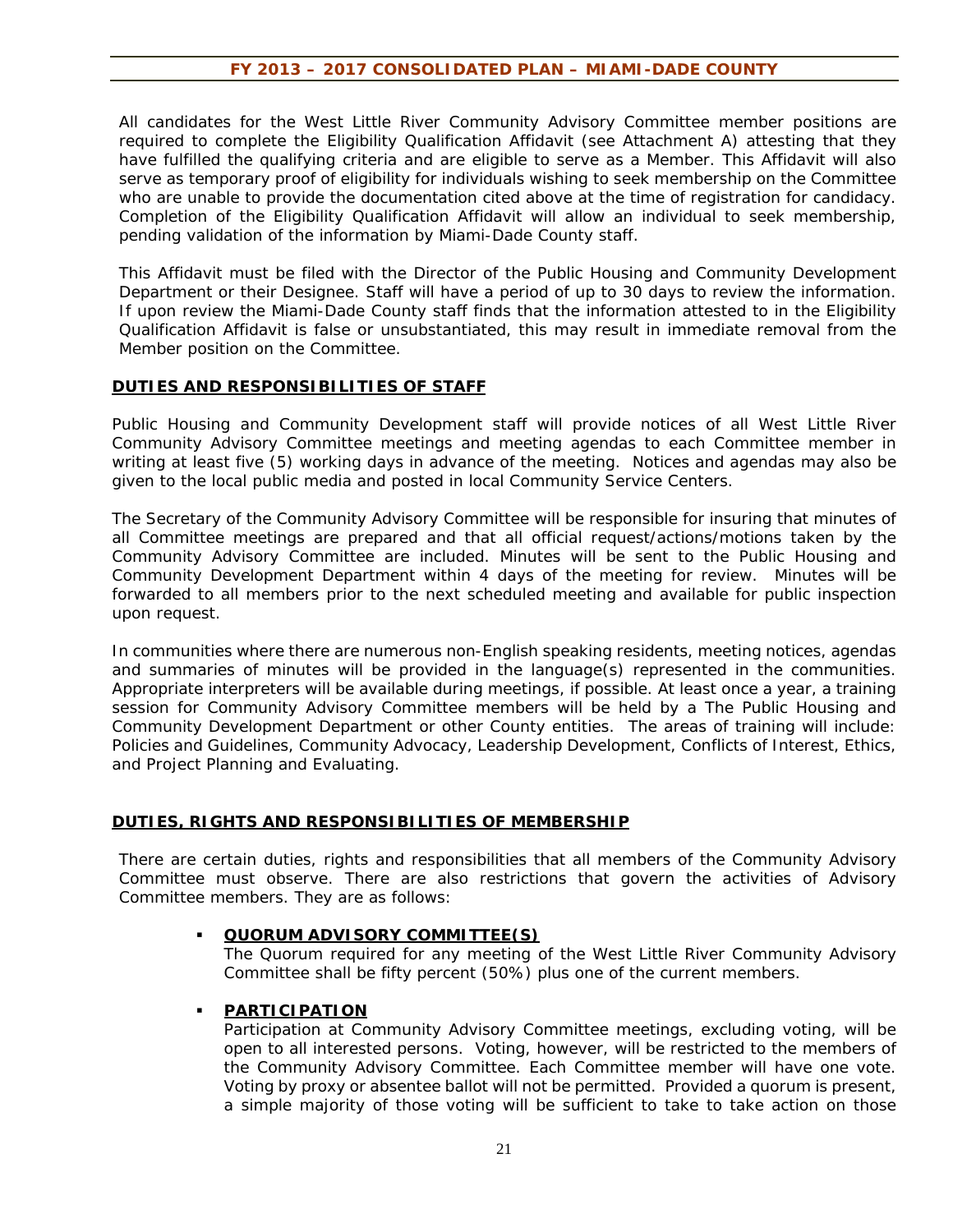All candidates for the West Little River Community Advisory Committee member positions are required to complete the Eligibility Qualification Affidavit (see Attachment A) attesting that they have fulfilled the qualifying criteria and are eligible to serve as a Member. This Affidavit will also serve as temporary proof of eligibility for individuals wishing to seek membership on the Committee who are unable to provide the documentation cited above at the time of registration for candidacy. Completion of the Eligibility Qualification Affidavit will allow an individual to seek membership, pending validation of the information by Miami-Dade County staff.

This Affidavit must be filed with the Director of the Public Housing and Community Development Department or their Designee. Staff will have a period of up to 30 days to review the information. If upon review the Miami-Dade County staff finds that the information attested to in the Eligibility Qualification Affidavit is false or unsubstantiated, this may result in immediate removal from the Member position on the Committee.

## DUTIES AND RESPONSIBILITIES OF STAFF

Public Housing and Community Development staff will provide notices of all West Little River Community Advisory Committee meetings and meeting agendas to each Committee member in writing at least five (5) working days in advance of the meeting. Notices and agendas may also be given to the local public media and posted in local Community Service Centers.

The Secretary of the Community Advisory Committee will be responsible for insuring that minutes of all Committee meetings are prepared and that all official request/actions/motions taken by the Community Advisory Committee are included. Minutes will be sent to the Public Housing and Community Development Department within 4 days of the meeting for review. Minutes will be forwarded to all members prior to the next scheduled meeting and available for public inspection upon request.

In communities where there are numerous non-English speaking residents, meeting notices, agendas and summaries of minutes will be provided in the language(s) represented in the communities. Appropriate interpreters will be available during meetings, if possible. At least once a year, a training session for Community Advisory Committee members will be held by a The Public Housing and Community Development Department or other County entities. The areas of training will include: Policies and Guidelines, Community Advocacy, Leadership Development, Conflicts of Interest, Ethics, and Project Planning and Evaluating.

## DUTIES, RIGHTS AND RESPONSIBILITIES OF MEMBERSHIP

There are certain duties, rights and responsibilities that all members of the Community Advisory Committee must observe. There are also restrictions that govern the activities of Advisory Committee members. They are as follows:

- **QUORUM ADVISORY COMMITTEE(S)**
  The Quorum required for any meeting of the West Little River Community Advisory Committee shall be fifty percent (50%) plus one of the current members.

- **PARTICIPATION**
  Participation at Community Advisory Committee meetings, excluding voting, will be open to all interested persons. Voting, however, will be restricted to the members of the Community Advisory Committee. Each Committee member will have one vote. Voting by proxy or absentee ballot will not be permitted. Provided a quorum is present, a simple majority of those voting will be sufficient to take to take action on those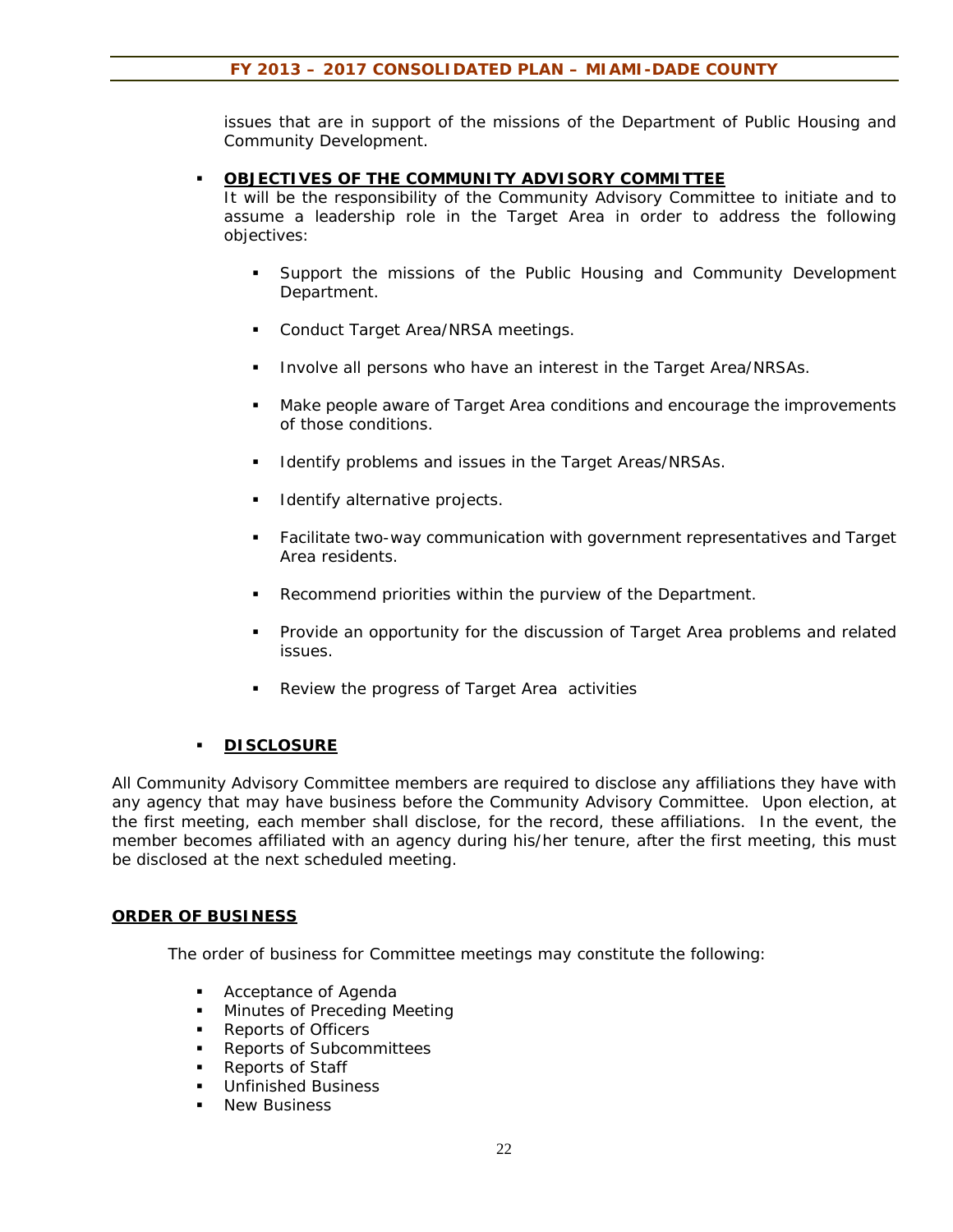issues that are in support of the missions of the Department of Public Housing and Community Development.

- **OBJECTIVES OF THE COMMUNITY ADVISORY COMMITTEE**
  It will be the responsibility of the Community Advisory Committee to initiate and to assume a leadership role in the Target Area in order to address the following objectives:

  - Support the missions of the Public Housing and Community Development Department.
  - Conduct Target Area/NRSA meetings.
  - Involve all persons who have an interest in the Target Area/NRSAs.
  - Make people aware of Target Area conditions and encourage the improvements of those conditions.
  - Identify problems and issues in the Target Areas/NRSAs.
  - Identify alternative projects.
  - Facilitate two-way communication with government representatives and Target Area residents.
  - Recommend priorities within the purview of the Department.
  - Provide an opportunity for the discussion of Target Area problems and related issues.
  - Review the progress of Target Area activities

- **DISCLOSURE**

All Community Advisory Committee members are required to disclose any affiliations they have with any agency that may have business before the Community Advisory Committee. Upon election, at the first meeting, each member shall disclose, for the record, these affiliations. In the event, the member becomes affiliated with an agency during his/her tenure, after the first meeting, this must be disclosed at the next scheduled meeting.

**ORDER OF BUSINESS**

The order of business for Committee meetings may constitute the following:

- Acceptance of Agenda
- Minutes of Preceding Meeting
- Reports of Officers
- Reports of Subcommittees
- Reports of Staff
- Unfinished Business
- New Business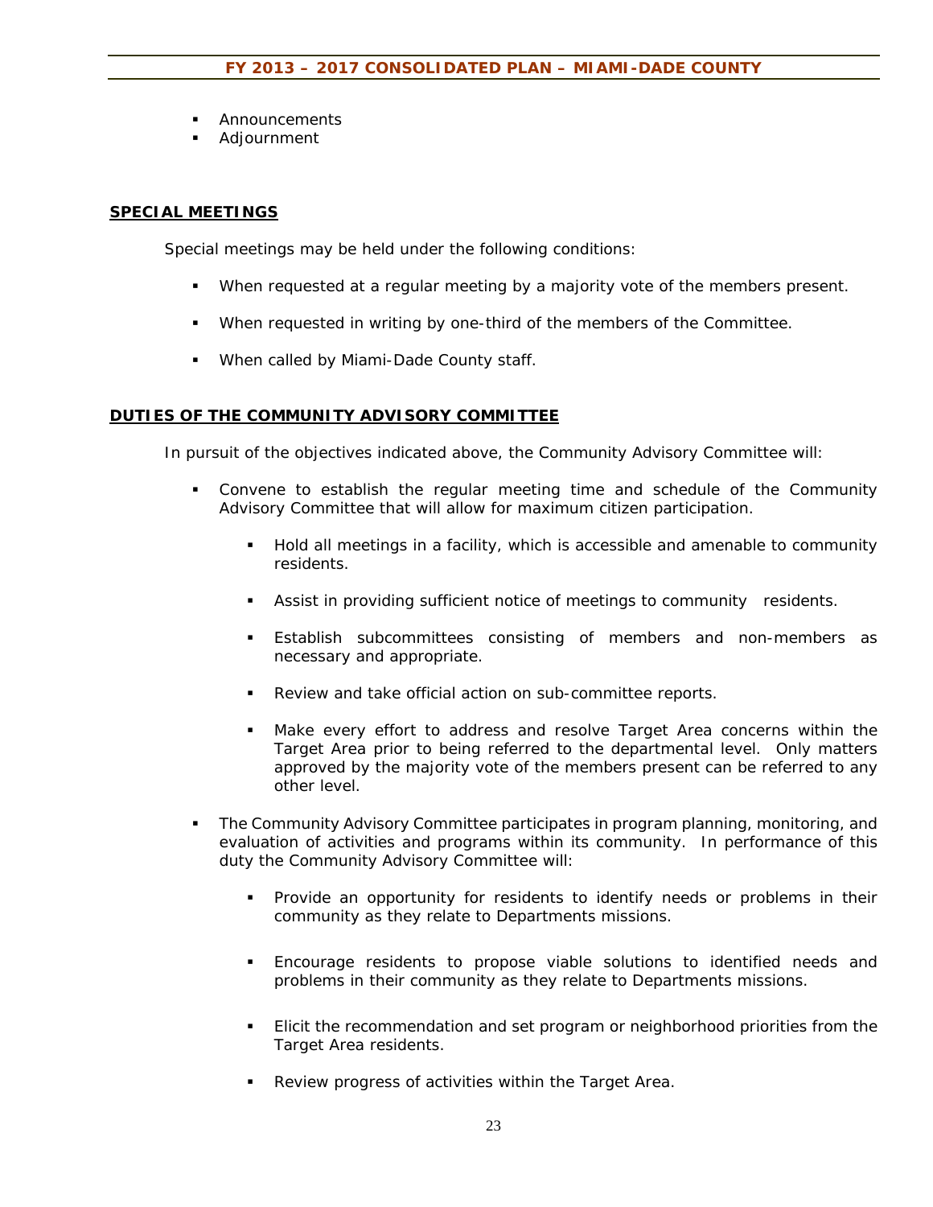- Announcements
- Adjournment

**SPECIAL MEETINGS**

Special meetings may be held under the following conditions:

- When requested at a regular meeting by a majority vote of the members present.
- When requested in writing by one-third of the members of the Committee.
- When called by Miami-Dade County staff.

**DUTIES OF THE COMMUNITY ADVISORY COMMITTEE**

In pursuit of the objectives indicated above, the Community Advisory Committee will:

- Convene to establish the regular meeting time and schedule of the Community Advisory Committee that will allow for maximum citizen participation.
    - Hold all meetings in a facility, which is accessible and amenable to community residents.
    - Assist in providing sufficient notice of meetings to community residents.
    - Establish subcommittees consisting of members and non-members as necessary and appropriate.
    - Review and take official action on sub-committee reports.
    - Make every effort to address and resolve Target Area concerns within the Target Area prior to being referred to the departmental level. Only matters approved by the majority vote of the members present can be referred to any other level.
- The Community Advisory Committee participates in program planning, monitoring, and evaluation of activities and programs within its community. In performance of this duty the Community Advisory Committee will:
    - Provide an opportunity for residents to identify needs or problems in their community as they relate to Departments missions.
    - Encourage residents to propose viable solutions to identified needs and problems in their community as they relate to Departments missions.
    - Elicit the recommendation and set program or neighborhood priorities from the Target Area residents.
    - Review progress of activities within the Target Area.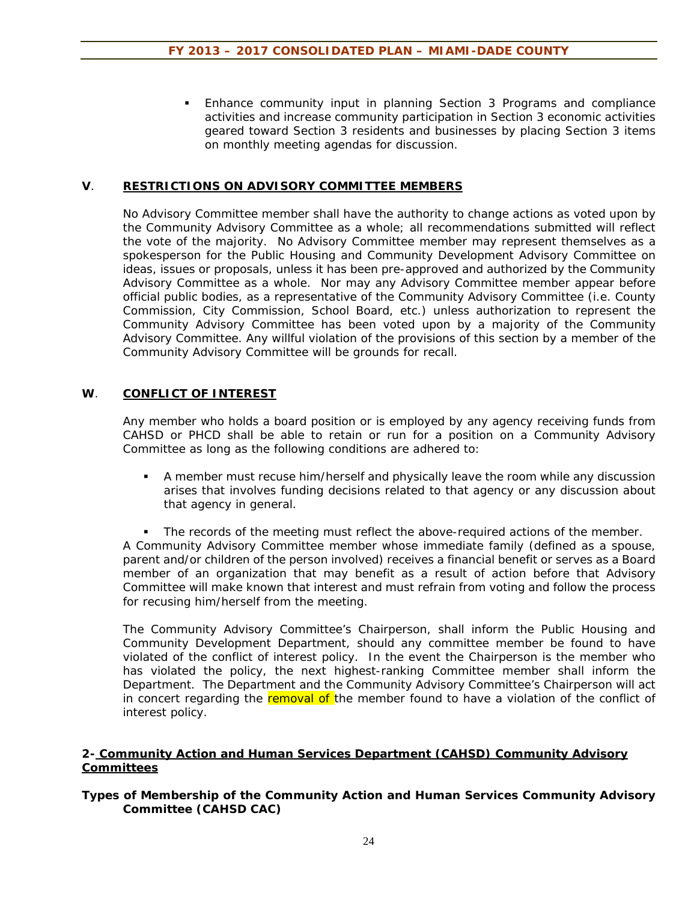- Enhance community input in planning Section 3 Programs and compliance activities and increase community participation in Section 3 economic activities geared toward Section 3 residents and businesses by placing Section 3 items on monthly meeting agendas for discussion.

### V. RESTRICTIONS ON ADVISORY COMMITTEE MEMBERS

No Advisory Committee member shall have the authority to change actions as voted upon by the Community Advisory Committee as a whole; all recommendations submitted will reflect the vote of the majority. No Advisory Committee member may represent themselves as a spokesperson for the Public Housing and Community Development Advisory Committee on ideas, issues or proposals, unless it has been pre-approved and authorized by the Community Advisory Committee as a whole. Nor may any Advisory Committee member appear before official public bodies, as a representative of the Community Advisory Committee (i.e. County Commission, City Commission, School Board, etc.) unless authorization to represent the Community Advisory Committee has been voted upon by a majority of the Community Advisory Committee. Any willful violation of the provisions of this section by a member of the Community Advisory Committee will be grounds for recall.

### W. CONFLICT OF INTEREST

Any member who holds a board position or is employed by any agency receiving funds from CAHSD or PHCD shall be able to retain or run for a position on a Community Advisory Committee as long as the following conditions are adhered to:

- A member must recuse him/herself and physically leave the room while any discussion arises that involves funding decisions related to that agency or any discussion about that agency in general.
- The records of the meeting must reflect the above-required actions of the member.

A Community Advisory Committee member whose immediate family (defined as a spouse, parent and/or children of the person involved) receives a financial benefit or serves as a Board member of an organization that may benefit as a result of action before that Advisory Committee will make known that interest and must refrain from voting and follow the process for recusing him/herself from the meeting.

The Community Advisory Committee's Chairperson, shall inform the Public Housing and Community Development Department, should any committee member be found to have violated of the conflict of interest policy. In the event the Chairperson is the member who has violated the policy, the next highest-ranking Committee member shall inform the Department. The Department and the Community Advisory Committee's Chairperson will act in concert regarding the removal of the member found to have a violation of the conflict of interest policy.

## 2- Community Action and Human Services Department (CAHSD) Community Advisory Committees

**Types of Membership of the Community Action and Human Services Community Advisory Committee (CAHSD CAC)**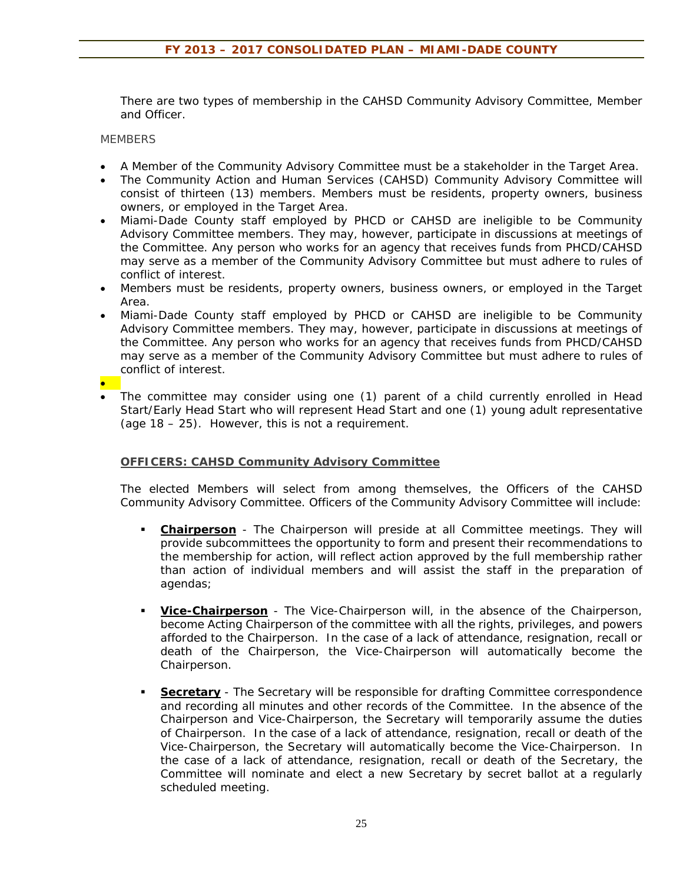There are two types of membership in the CAHSD Community Advisory Committee, Member and Officer.

MEMBERS

- A Member of the Community Advisory Committee must be a stakeholder in the Target Area.
- The Community Action and Human Services (CAHSD) Community Advisory Committee will consist of thirteen (13) members. Members must be residents, property owners, business owners, or employed in the Target Area.
- Miami-Dade County staff employed by PHCD or CAHSD are ineligible to be Community Advisory Committee members. They may, however, participate in discussions at meetings of the Committee. Any person who works for an agency that receives funds from PHCD/CAHSD may serve as a member of the Community Advisory Committee but must adhere to rules of conflict of interest.
- Members must be residents, property owners, business owners, or employed in the Target Area.
- Miami-Dade County staff employed by PHCD or CAHSD are ineligible to be Community Advisory Committee members. They may, however, participate in discussions at meetings of the Committee. Any person who works for an agency that receives funds from PHCD/CAHSD may serve as a member of the Community Advisory Committee but must adhere to rules of conflict of interest.
- 
- The committee may consider using one (1) parent of a child currently enrolled in Head Start/Early Head Start who will represent Head Start and one (1) young adult representative (age 18 – 25). However, this is not a requirement.

**OFFICERS: CAHSD Community Advisory Committee**

The elected Members will select from among themselves, the Officers of the CAHSD Community Advisory Committee. Officers of the Community Advisory Committee will include:

- **Chairperson** - The Chairperson will preside at all Committee meetings. They will provide subcommittees the opportunity to form and present their recommendations to the membership for action, will reflect action approved by the full membership rather than action of individual members and will assist the staff in the preparation of agendas;

- **Vice-Chairperson** - The Vice-Chairperson will, in the absence of the Chairperson, become Acting Chairperson of the committee with all the rights, privileges, and powers afforded to the Chairperson. In the case of a lack of attendance, resignation, recall or death of the Chairperson, the Vice-Chairperson will automatically become the Chairperson.

- **Secretary** - The Secretary will be responsible for drafting Committee correspondence and recording all minutes and other records of the Committee. In the absence of the Chairperson and Vice-Chairperson, the Secretary will temporarily assume the duties of Chairperson. In the case of a lack of attendance, resignation, recall or death of the Vice-Chairperson, the Secretary will automatically become the Vice-Chairperson. In the case of a lack of attendance, resignation, recall or death of the Secretary, the Committee will nominate and elect a new Secretary by secret ballot at a regularly scheduled meeting.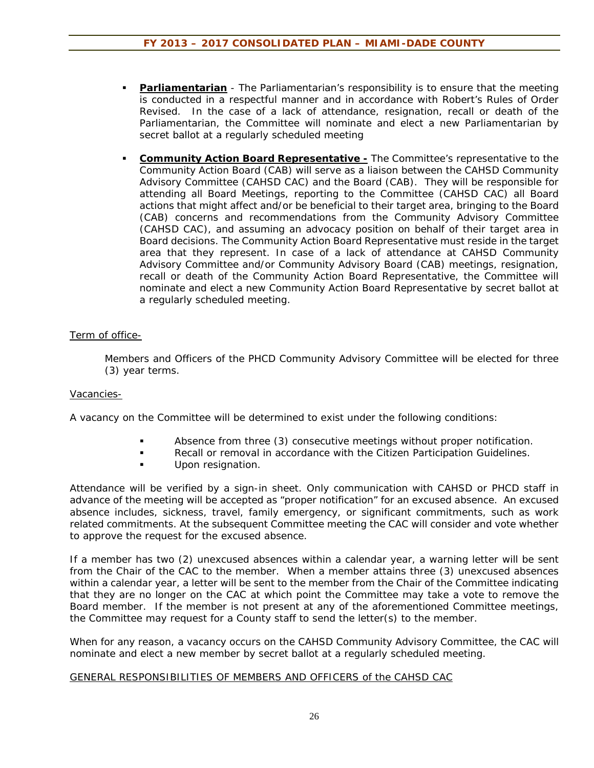- **Parliamentarian** - The Parliamentarian's responsibility is to ensure that the meeting is conducted in a respectful manner and in accordance with Robert's Rules of Order Revised. In the case of a lack of attendance, resignation, recall or death of the Parliamentarian, the Committee will nominate and elect a new Parliamentarian by secret ballot at a regularly scheduled meeting

- **Community Action Board Representative -** The Committee's representative to the Community Action Board (CAB) will serve as a liaison between the CAHSD Community Advisory Committee (CAHSD CAC) and the Board (CAB). They will be responsible for attending all Board Meetings, reporting to the Committee (CAHSD CAC) all Board actions that might affect and/or be beneficial to their target area, bringing to the Board (CAB) concerns and recommendations from the Community Advisory Committee (CAHSD CAC), and assuming an advocacy position on behalf of their target area in Board decisions. The Community Action Board Representative must reside in the target area that they represent. In case of a lack of attendance at CAHSD Community Advisory Committee and/or Community Advisory Board (CAB) meetings, resignation, recall or death of the Community Action Board Representative, the Committee will nominate and elect a new Community Action Board Representative by secret ballot at a regularly scheduled meeting.

Term of office-

Members and Officers of the PHCD Community Advisory Committee will be elected for three (3) year terms.

Vacancies-

A vacancy on the Committee will be determined to exist under the following conditions:

- Absence from three (3) consecutive meetings without proper notification.
- Recall or removal in accordance with the Citizen Participation Guidelines.
- Upon resignation.

Attendance will be verified by a sign-in sheet. Only communication with CAHSD or PHCD staff in advance of the meeting will be accepted as "proper notification" for an excused absence. An excused absence includes, sickness, travel, family emergency, or significant commitments, such as work related commitments. At the subsequent Committee meeting the CAC will consider and vote whether to approve the request for the excused absence.

If a member has two (2) unexcused absences within a calendar year, a warning letter will be sent from the Chair of the CAC to the member. When a member attains three (3) unexcused absences within a calendar year, a letter will be sent to the member from the Chair of the Committee indicating that they are no longer on the CAC at which point the Committee may take a vote to remove the Board member. If the member is not present at any of the aforementioned Committee meetings, the Committee may request for a County staff to send the letter(s) to the member.

When for any reason, a vacancy occurs on the CAHSD Community Advisory Committee, the CAC will nominate and elect a new member by secret ballot at a regularly scheduled meeting.

GENERAL RESPONSIBILITIES OF MEMBERS AND OFFICERS of the CAHSD CAC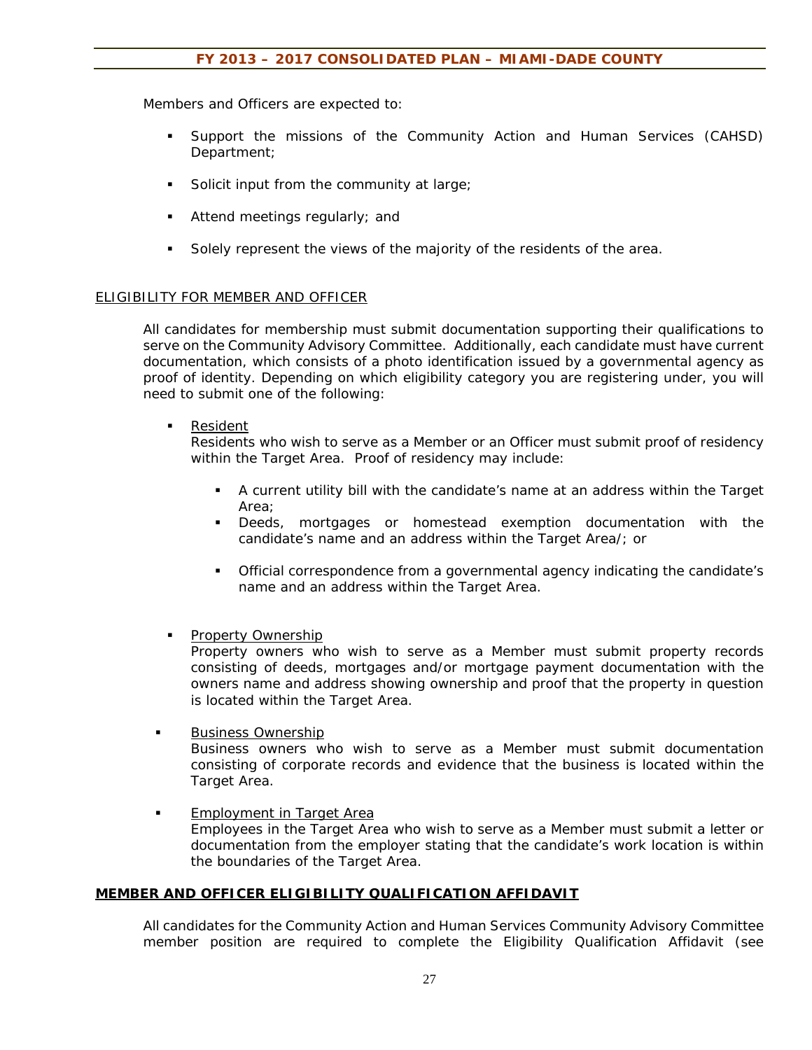Members and Officers are expected to:

- Support the missions of the Community Action and Human Services (CAHSD) Department;
- Solicit input from the community at large;
- Attend meetings regularly; and
- Solely represent the views of the majority of the residents of the area.

ELIGIBILITY FOR MEMBER AND OFFICER

All candidates for membership must submit documentation supporting their qualifications to serve on the Community Advisory Committee. Additionally, each candidate must have current documentation, which consists of a photo identification issued by a governmental agency as proof of identity. Depending on which eligibility category you are registering under, you will need to submit one of the following:

- Resident
  Residents who wish to serve as a Member or an Officer must submit proof of residency within the Target Area. Proof of residency may include:
  - A current utility bill with the candidate's name at an address within the Target Area;
  - Deeds, mortgages or homestead exemption documentation with the candidate's name and an address within the Target Area/; or
  - Official correspondence from a governmental agency indicating the candidate's name and an address within the Target Area.

- Property Ownership
  Property owners who wish to serve as a Member must submit property records consisting of deeds, mortgages and/or mortgage payment documentation with the owners name and address showing ownership and proof that the property in question is located within the Target Area.

- Business Ownership
  Business owners who wish to serve as a Member must submit documentation consisting of corporate records and evidence that the business is located within the Target Area.

- Employment in Target Area
  Employees in the Target Area who wish to serve as a Member must submit a letter or documentation from the employer stating that the candidate's work location is within the boundaries of the Target Area.

**MEMBER AND OFFICER ELIGIBILITY QUALIFICATION AFFIDAVIT**

All candidates for the Community Action and Human Services Community Advisory Committee member position are required to complete the Eligibility Qualification Affidavit (see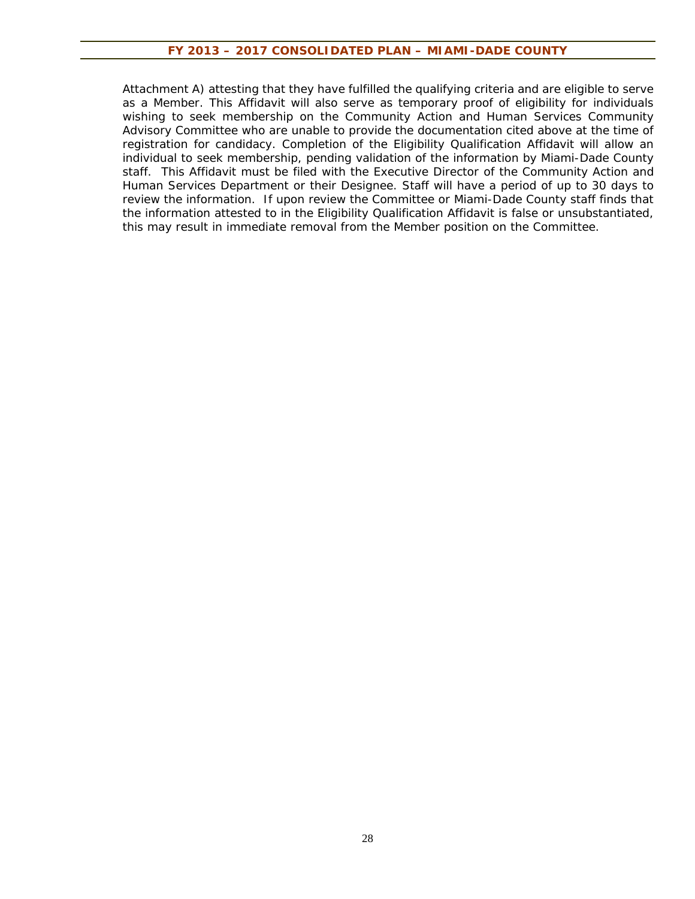Attachment A) attesting that they have fulfilled the qualifying criteria and are eligible to serve as a Member. This Affidavit will also serve as temporary proof of eligibility for individuals wishing to seek membership on the Community Action and Human Services Community Advisory Committee who are unable to provide the documentation cited above at the time of registration for candidacy. Completion of the Eligibility Qualification Affidavit will allow an individual to seek membership, pending validation of the information by Miami-Dade County staff. This Affidavit must be filed with the Executive Director of the Community Action and Human Services Department or their Designee. Staff will have a period of up to 30 days to review the information. If upon review the Committee or Miami-Dade County staff finds that the information attested to in the Eligibility Qualification Affidavit is false or unsubstantiated, this may result in immediate removal from the Member position on the Committee.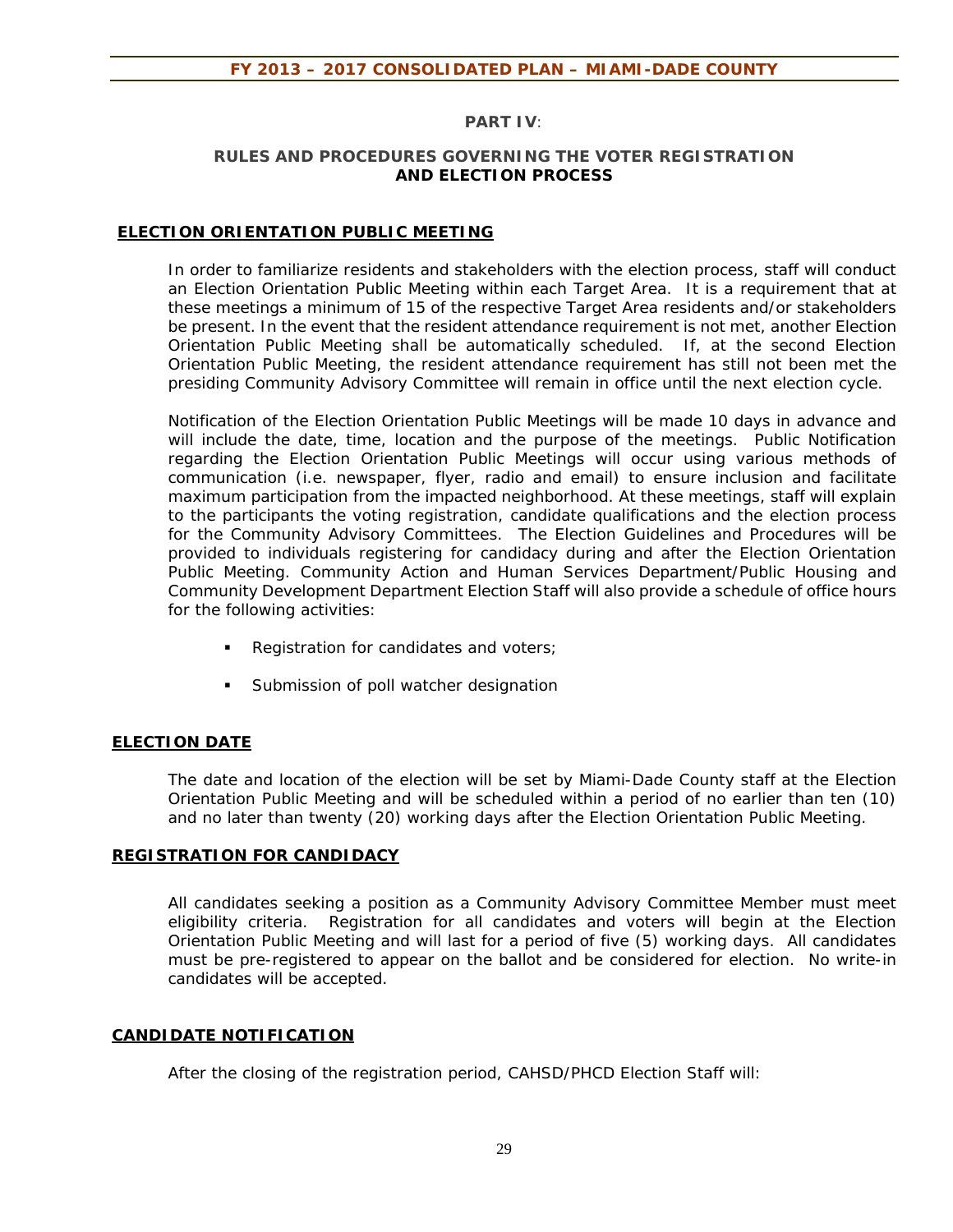## PART IV:

## RULES AND PROCEDURES GOVERNING THE VOTER REGISTRATION AND ELECTION PROCESS

### ELECTION ORIENTATION PUBLIC MEETING

In order to familiarize residents and stakeholders with the election process, staff will conduct an Election Orientation Public Meeting within each Target Area. It is a requirement that at these meetings a minimum of 15 of the respective Target Area residents and/or stakeholders be present. In the event that the resident attendance requirement is not met, another Election Orientation Public Meeting shall be automatically scheduled. If, at the second Election Orientation Public Meeting, the resident attendance requirement has still not been met the presiding Community Advisory Committee will remain in office until the next election cycle.

Notification of the Election Orientation Public Meetings will be made 10 days in advance and will include the date, time, location and the purpose of the meetings. Public Notification regarding the Election Orientation Public Meetings will occur using various methods of communication (i.e. newspaper, flyer, radio and email) to ensure inclusion and facilitate maximum participation from the impacted neighborhood. At these meetings, staff will explain to the participants the voting registration, candidate qualifications and the election process for the Community Advisory Committees. The Election Guidelines and Procedures will be provided to individuals registering for candidacy during and after the Election Orientation Public Meeting. Community Action and Human Services Department/Public Housing and Community Development Department Election Staff will also provide a schedule of office hours for the following activities:

- Registration for candidates and voters;
- Submission of poll watcher designation

### ELECTION DATE

The date and location of the election will be set by Miami-Dade County staff at the Election Orientation Public Meeting and will be scheduled within a period of no earlier than ten (10) and no later than twenty (20) working days after the Election Orientation Public Meeting.

### REGISTRATION FOR CANDIDACY

All candidates seeking a position as a Community Advisory Committee Member must meet eligibility criteria. Registration for all candidates and voters will begin at the Election Orientation Public Meeting and will last for a period of five (5) working days. All candidates must be pre-registered to appear on the ballot and be considered for election. No write-in candidates will be accepted.

### CANDIDATE NOTIFICATION

After the closing of the registration period, CAHSD/PHCD Election Staff will: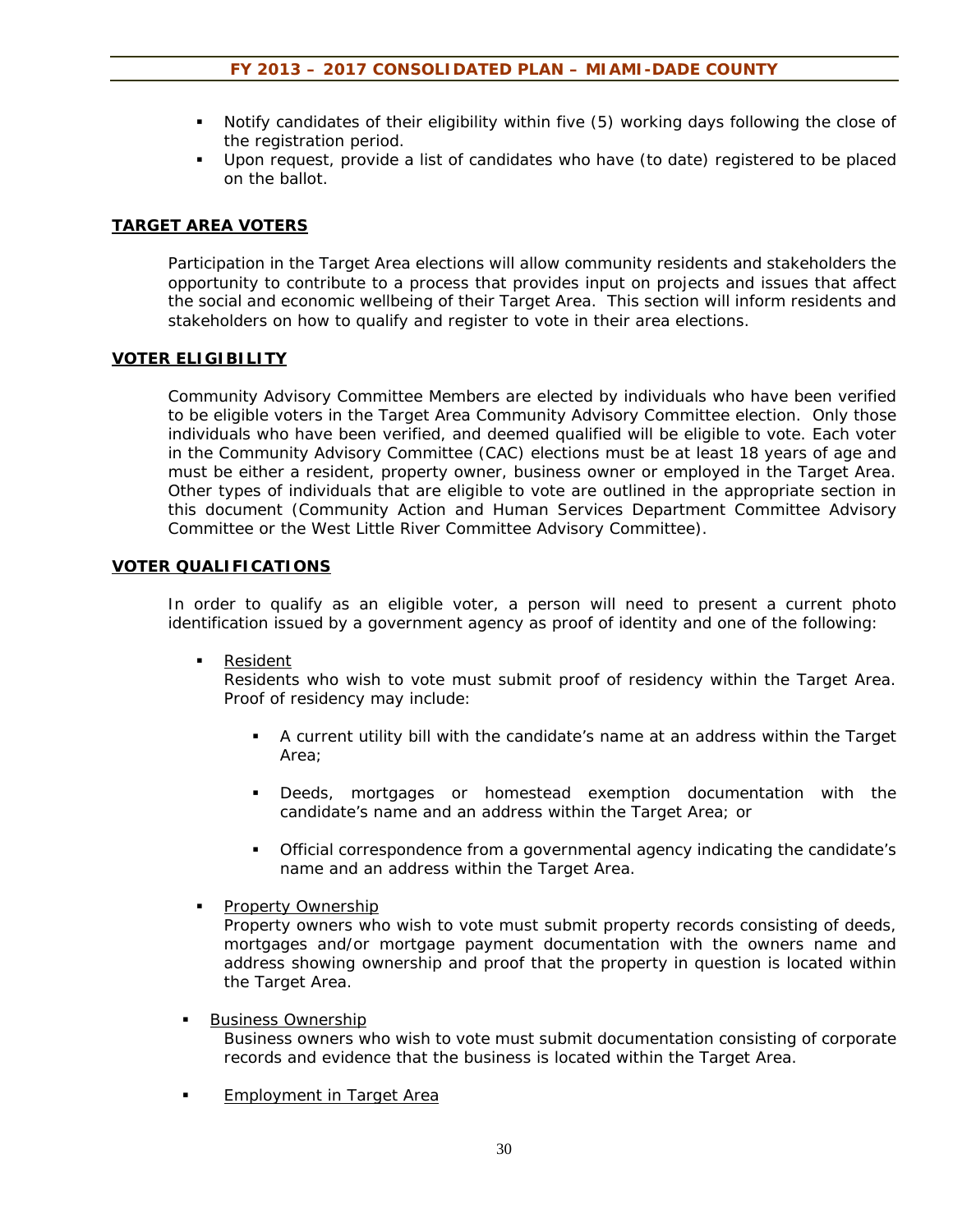- Notify candidates of their eligibility within five (5) working days following the close of the registration period.
- Upon request, provide a list of candidates who have (to date) registered to be placed on the ballot.

## TARGET AREA VOTERS

Participation in the Target Area elections will allow community residents and stakeholders the opportunity to contribute to a process that provides input on projects and issues that affect the social and economic wellbeing of their Target Area. This section will inform residents and stakeholders on how to qualify and register to vote in their area elections.

## VOTER ELIGIBILITY

Community Advisory Committee Members are elected by individuals who have been verified to be eligible voters in the Target Area Community Advisory Committee election. Only those individuals who have been verified, and deemed qualified will be eligible to vote. Each voter in the Community Advisory Committee (CAC) elections must be at least 18 years of age and must be either a resident, property owner, business owner or employed in the Target Area. Other types of individuals that are eligible to vote are outlined in the appropriate section in this document (Community Action and Human Services Department Committee Advisory Committee or the West Little River Committee Advisory Committee).

## VOTER QUALIFICATIONS

In order to qualify as an eligible voter, a person will need to present a current photo identification issued by a government agency as proof of identity and one of the following:

- <u>Resident</u>
  Residents who wish to vote must submit proof of residency within the Target Area. Proof of residency may include:
  - A current utility bill with the candidate's name at an address within the Target Area;
  - Deeds, mortgages or homestead exemption documentation with the candidate's name and an address within the Target Area; or
  - Official correspondence from a governmental agency indicating the candidate's name and an address within the Target Area.
- <u>Property Ownership</u>
  Property owners who wish to vote must submit property records consisting of deeds, mortgages and/or mortgage payment documentation with the owners name and address showing ownership and proof that the property in question is located within the Target Area.
- <u>Business Ownership</u>
  Business owners who wish to vote must submit documentation consisting of corporate records and evidence that the business is located within the Target Area.
- <u>Employment in Target Area</u>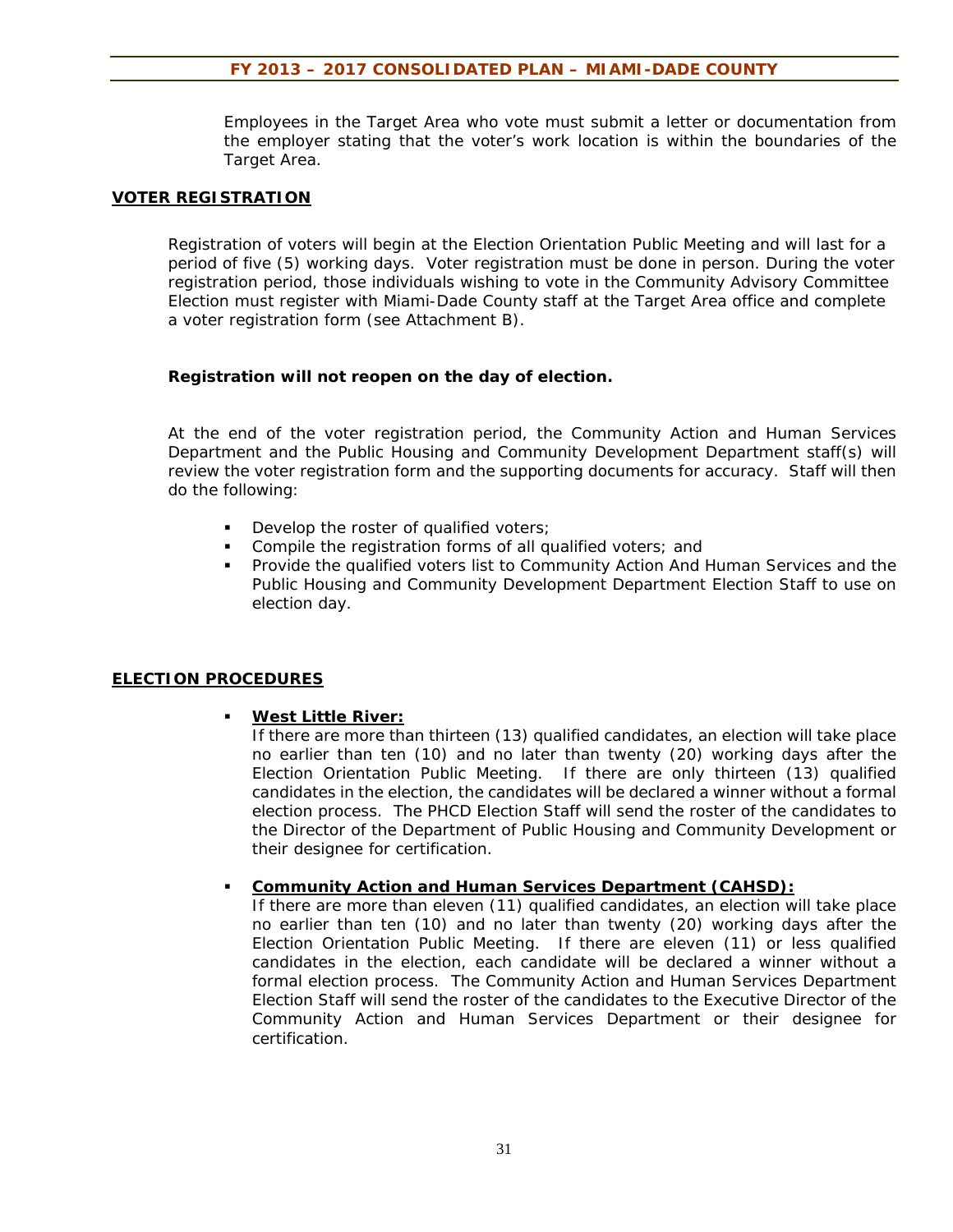Employees in the Target Area who vote must submit a letter or documentation from the employer stating that the voter's work location is within the boundaries of the Target Area.

## VOTER REGISTRATION

Registration of voters will begin at the Election Orientation Public Meeting and will last for a period of five (5) working days. Voter registration must be done in person. During the voter registration period, those individuals wishing to vote in the Community Advisory Committee Election must register with Miami-Dade County staff at the Target Area office and complete a voter registration form (see Attachment B).

**Registration will not reopen on the day of election.**

At the end of the voter registration period, the Community Action and Human Services Department and the Public Housing and Community Development Department staff(s) will review the voter registration form and the supporting documents for accuracy. Staff will then do the following:

- Develop the roster of qualified voters;
- Compile the registration forms of all qualified voters; and
- Provide the qualified voters list to Community Action And Human Services and the Public Housing and Community Development Department Election Staff to use on election day.

## ELECTION PROCEDURES

- **West Little River:**
  If there are more than thirteen (13) qualified candidates, an election will take place no earlier than ten (10) and no later than twenty (20) working days after the Election Orientation Public Meeting. If there are only thirteen (13) qualified candidates in the election, the candidates will be declared a winner without a formal election process. The PHCD Election Staff will send the roster of the candidates to the Director of the Department of Public Housing and Community Development or their designee for certification.

- **Community Action and Human Services Department (CAHSD):**
  If there are more than eleven (11) qualified candidates, an election will take place no earlier than ten (10) and no later than twenty (20) working days after the Election Orientation Public Meeting. If there are eleven (11) or less qualified candidates in the election, each candidate will be declared a winner without a formal election process. The Community Action and Human Services Department Election Staff will send the roster of the candidates to the Executive Director of the Community Action and Human Services Department or their designee for certification.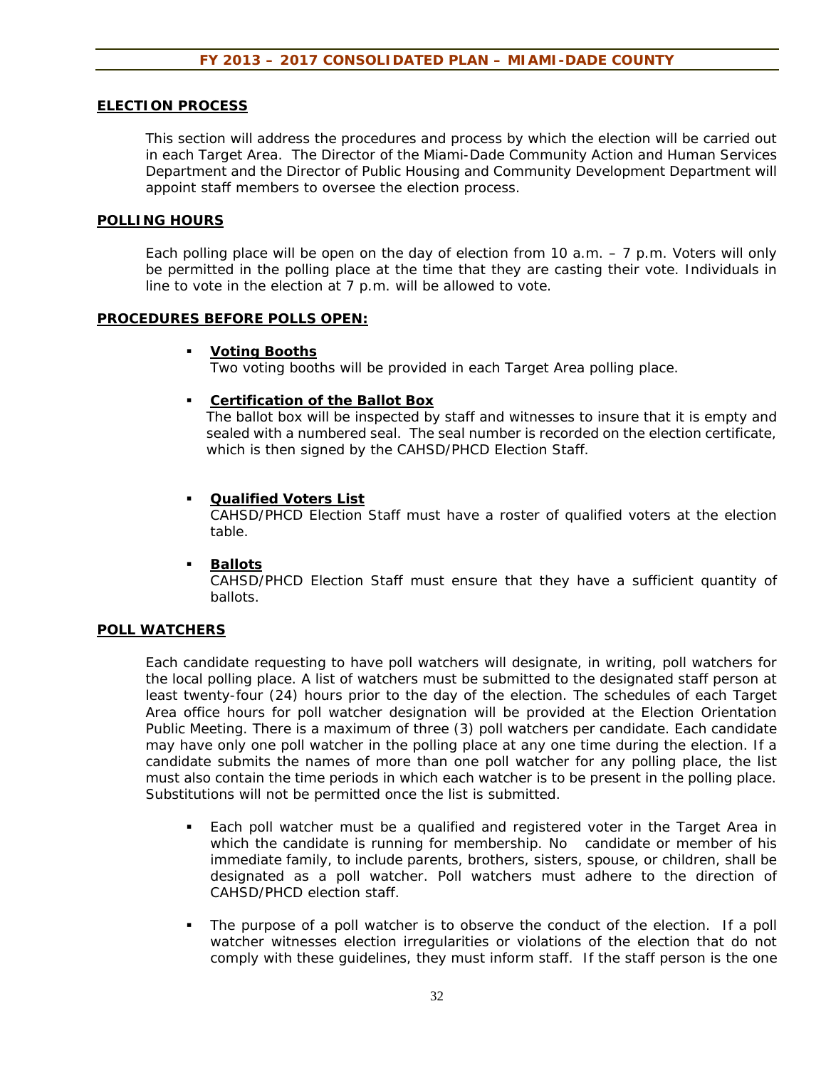## ELECTION PROCESS

This section will address the procedures and process by which the election will be carried out in each Target Area. The Director of the Miami-Dade Community Action and Human Services Department and the Director of Public Housing and Community Development Department will appoint staff members to oversee the election process.

## POLLING HOURS

Each polling place will be open on the day of election from 10 a.m. – 7 p.m. Voters will only be permitted in the polling place at the time that they are casting their vote. Individuals in line to vote in the election at 7 p.m. will be allowed to vote.

## PROCEDURES BEFORE POLLS OPEN:

- **Voting Booths**
  Two voting booths will be provided in each Target Area polling place.

- **Certification of the Ballot Box**
  The ballot box will be inspected by staff and witnesses to insure that it is empty and sealed with a numbered seal. The seal number is recorded on the election certificate, which is then signed by the CAHSD/PHCD Election Staff.

- **Qualified Voters List**
  CAHSD/PHCD Election Staff must have a roster of qualified voters at the election table.

- **Ballots**
  CAHSD/PHCD Election Staff must ensure that they have a sufficient quantity of ballots.

## POLL WATCHERS

Each candidate requesting to have poll watchers will designate, in writing, poll watchers for the local polling place. A list of watchers must be submitted to the designated staff person at least twenty-four (24) hours prior to the day of the election. The schedules of each Target Area office hours for poll watcher designation will be provided at the Election Orientation Public Meeting. There is a maximum of three (3) poll watchers per candidate. Each candidate may have only one poll watcher in the polling place at any one time during the election. If a candidate submits the names of more than one poll watcher for any polling place, the list must also contain the time periods in which each watcher is to be present in the polling place. Substitutions will not be permitted once the list is submitted.

- Each poll watcher must be a qualified and registered voter in the Target Area in which the candidate is running for membership. No candidate or member of his immediate family, to include parents, brothers, sisters, spouse, or children, shall be designated as a poll watcher. Poll watchers must adhere to the direction of CAHSD/PHCD election staff.

- The purpose of a poll watcher is to observe the conduct of the election. If a poll watcher witnesses election irregularities or violations of the election that do not comply with these guidelines, they must inform staff. If the staff person is the one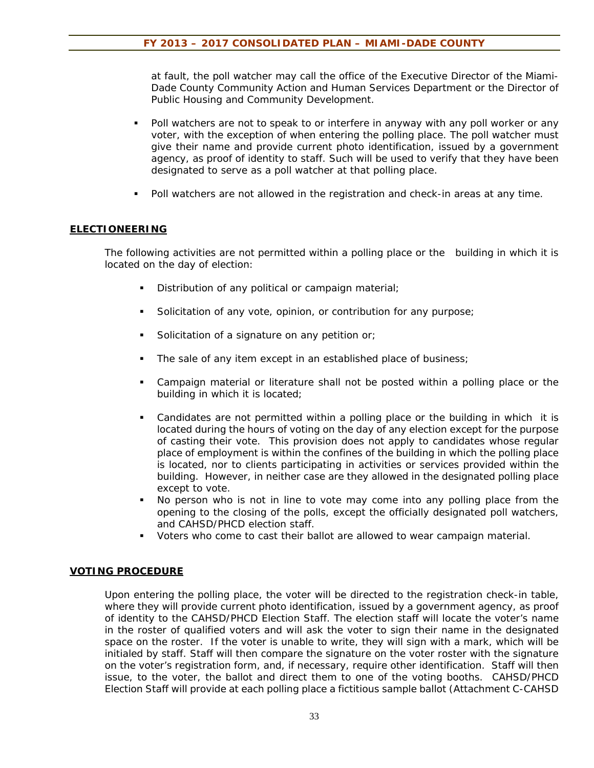at fault, the poll watcher may call the office of the Executive Director of the Miami-Dade County Community Action and Human Services Department or the Director of Public Housing and Community Development.

- Poll watchers are not to speak to or interfere in anyway with any poll worker or any voter, with the exception of when entering the polling place. The poll watcher must give their name and provide current photo identification, issued by a government agency, as proof of identity to staff. Such will be used to verify that they have been designated to serve as a poll watcher at that polling place.
- Poll watchers are not allowed in the registration and check-in areas at any time.

## ELECTIONEERING

The following activities are not permitted within a polling place or the building in which it is located on the day of election:

- Distribution of any political or campaign material;
- Solicitation of any vote, opinion, or contribution for any purpose;
- Solicitation of a signature on any petition or;
- The sale of any item except in an established place of business;
- Campaign material or literature shall not be posted within a polling place or the building in which it is located;
- Candidates are not permitted within a polling place or the building in which it is located during the hours of voting on the day of any election except for the purpose of casting their vote. This provision does not apply to candidates whose regular place of employment is within the confines of the building in which the polling place is located, nor to clients participating in activities or services provided within the building. However, in neither case are they allowed in the designated polling place except to vote.
- No person who is not in line to vote may come into any polling place from the opening to the closing of the polls, except the officially designated poll watchers, and CAHSD/PHCD election staff.
- Voters who come to cast their ballot are allowed to wear campaign material.

## VOTING PROCEDURE

Upon entering the polling place, the voter will be directed to the registration check-in table, where they will provide current photo identification, issued by a government agency, as proof of identity to the CAHSD/PHCD Election Staff. The election staff will locate the voter's name in the roster of qualified voters and will ask the voter to sign their name in the designated space on the roster. If the voter is unable to write, they will sign with a mark, which will be initialed by staff. Staff will then compare the signature on the voter roster with the signature on the voter's registration form, and, if necessary, require other identification. Staff will then issue, to the voter, the ballot and direct them to one of the voting booths. CAHSD/PHCD Election Staff will provide at each polling place a fictitious sample ballot (Attachment C-CAHSD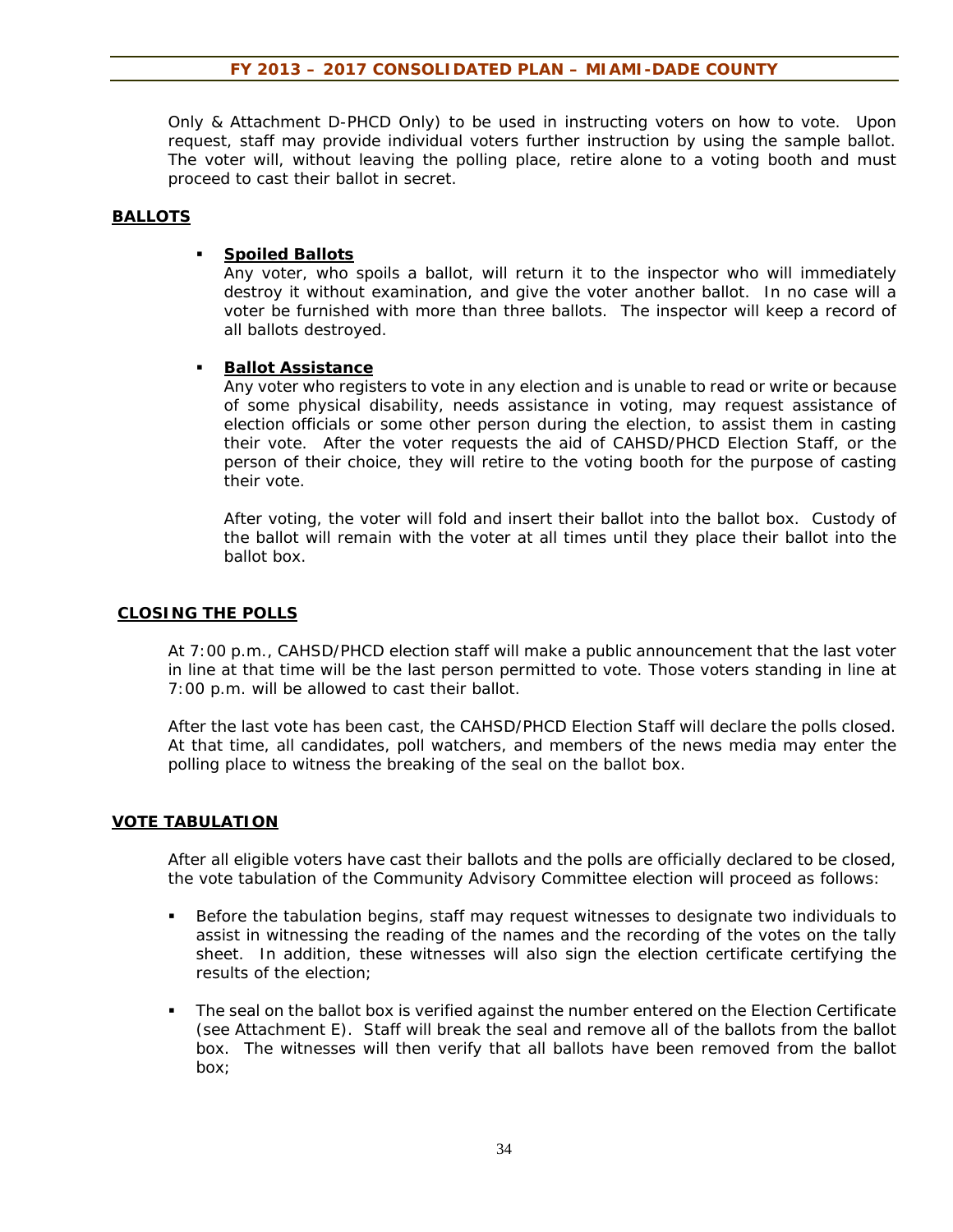Only & Attachment D-PHCD Only) to be used in instructing voters on how to vote. Upon request, staff may provide individual voters further instruction by using the sample ballot. The voter will, without leaving the polling place, retire alone to a voting booth and must proceed to cast their ballot in secret.

## BALLOTS

- **Spoiled Ballots**
  Any voter, who spoils a ballot, will return it to the inspector who will immediately destroy it without examination, and give the voter another ballot. In no case will a voter be furnished with more than three ballots. The inspector will keep a record of all ballots destroyed.

- **Ballot Assistance**
  Any voter who registers to vote in any election and is unable to read or write or because of some physical disability, needs assistance in voting, may request assistance of election officials or some other person during the election, to assist them in casting their vote. After the voter requests the aid of CAHSD/PHCD Election Staff, or the person of their choice, they will retire to the voting booth for the purpose of casting their vote.

  After voting, the voter will fold and insert their ballot into the ballot box. Custody of the ballot will remain with the voter at all times until they place their ballot into the ballot box.

## CLOSING THE POLLS

At 7:00 p.m., CAHSD/PHCD election staff will make a public announcement that the last voter in line at that time will be the last person permitted to vote. Those voters standing in line at 7:00 p.m. will be allowed to cast their ballot.

After the last vote has been cast, the CAHSD/PHCD Election Staff will declare the polls closed. At that time, all candidates, poll watchers, and members of the news media may enter the polling place to witness the breaking of the seal on the ballot box.

## VOTE TABULATION

After all eligible voters have cast their ballots and the polls are officially declared to be closed, the vote tabulation of the Community Advisory Committee election will proceed as follows:

- Before the tabulation begins, staff may request witnesses to designate two individuals to assist in witnessing the reading of the names and the recording of the votes on the tally sheet. In addition, these witnesses will also sign the election certificate certifying the results of the election;
- The seal on the ballot box is verified against the number entered on the Election Certificate (see Attachment E). Staff will break the seal and remove all of the ballots from the ballot box. The witnesses will then verify that all ballots have been removed from the ballot box;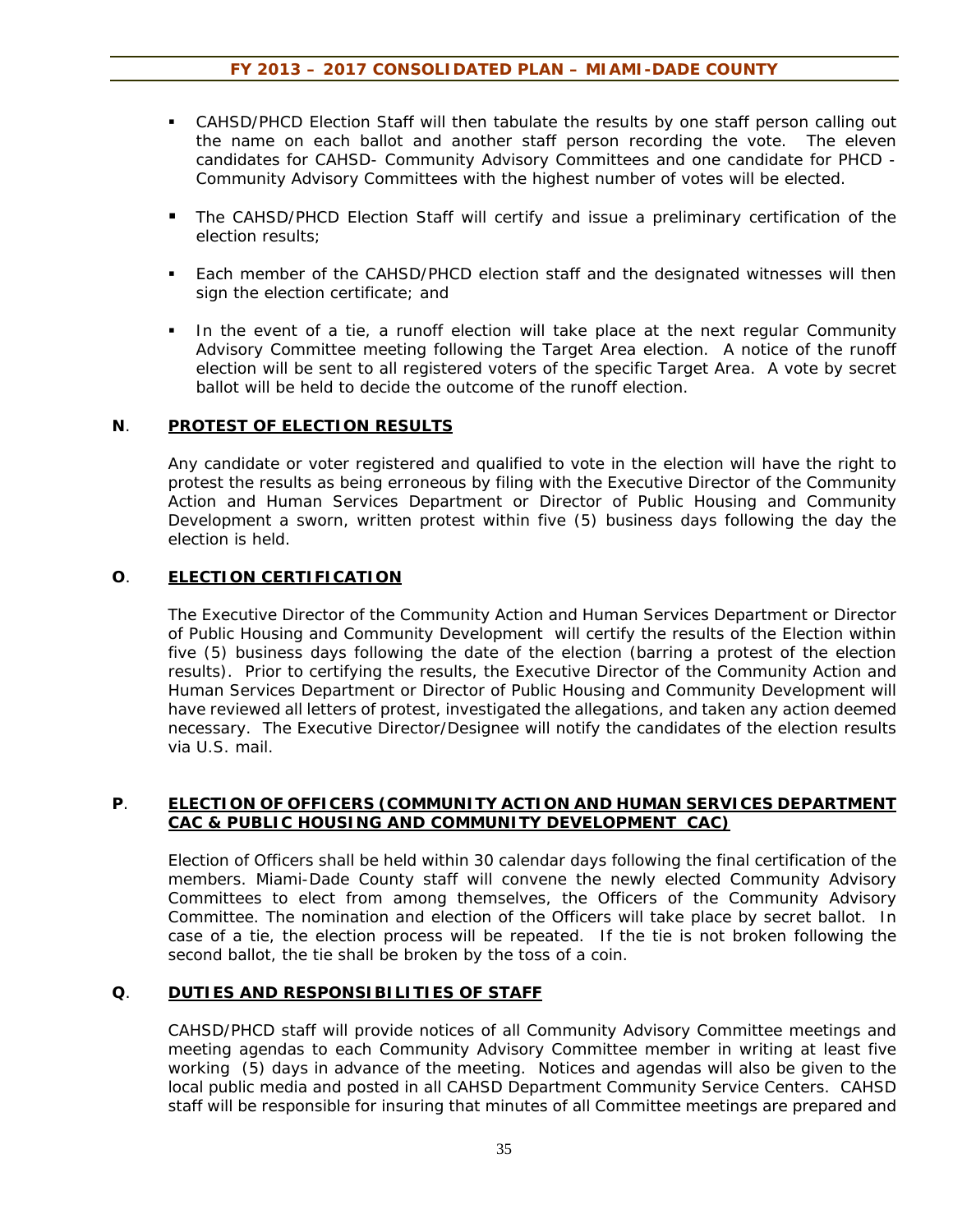- CAHSD/PHCD Election Staff will then tabulate the results by one staff person calling out the name on each ballot and another staff person recording the vote. The eleven candidates for CAHSD- Community Advisory Committees and one candidate for PHCD - Community Advisory Committees with the highest number of votes will be elected.
- The CAHSD/PHCD Election Staff will certify and issue a preliminary certification of the election results;
- Each member of the CAHSD/PHCD election staff and the designated witnesses will then sign the election certificate; and
- In the event of a tie, a runoff election will take place at the next regular Community Advisory Committee meeting following the Target Area election. A notice of the runoff election will be sent to all registered voters of the specific Target Area. A vote by secret ballot will be held to decide the outcome of the runoff election.

**N**. **PROTEST OF ELECTION RESULTS**

Any candidate or voter registered and qualified to vote in the election will have the right to protest the results as being erroneous by filing with the Executive Director of the Community Action and Human Services Department or Director of Public Housing and Community Development a sworn, written protest within five (5) business days following the day the election is held.

**O**. **ELECTION CERTIFICATION**

The Executive Director of the Community Action and Human Services Department or Director of Public Housing and Community Development will certify the results of the Election within five (5) business days following the date of the election (barring a protest of the election results). Prior to certifying the results, the Executive Director of the Community Action and Human Services Department or Director of Public Housing and Community Development will have reviewed all letters of protest, investigated the allegations, and taken any action deemed necessary. The Executive Director/Designee will notify the candidates of the election results via U.S. mail.

**P**. **ELECTION OF OFFICERS (COMMUNITY ACTION AND HUMAN SERVICES DEPARTMENT CAC & PUBLIC HOUSING AND COMMUNITY DEVELOPMENT CAC)**

Election of Officers shall be held within 30 calendar days following the final certification of the members. Miami-Dade County staff will convene the newly elected Community Advisory Committees to elect from among themselves, the Officers of the Community Advisory Committee. The nomination and election of the Officers will take place by secret ballot. In case of a tie, the election process will be repeated. If the tie is not broken following the second ballot, the tie shall be broken by the toss of a coin.

**Q**. **DUTIES AND RESPONSIBILITIES OF STAFF**

CAHSD/PHCD staff will provide notices of all Community Advisory Committee meetings and meeting agendas to each Community Advisory Committee member in writing at least five working (5) days in advance of the meeting. Notices and agendas will also be given to the local public media and posted in all CAHSD Department Community Service Centers. CAHSD staff will be responsible for insuring that minutes of all Committee meetings are prepared and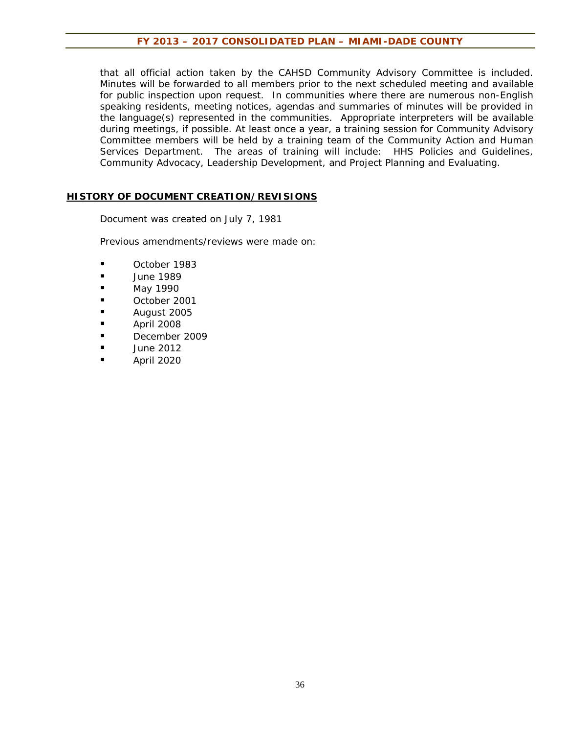that all official action taken by the CAHSD Community Advisory Committee is included. Minutes will be forwarded to all members prior to the next scheduled meeting and available for public inspection upon request. In communities where there are numerous non-English speaking residents, meeting notices, agendas and summaries of minutes will be provided in the language(s) represented in the communities. Appropriate interpreters will be available during meetings, if possible. At least once a year, a training session for Community Advisory Committee members will be held by a training team of the Community Action and Human Services Department. The areas of training will include: HHS Policies and Guidelines, Community Advocacy, Leadership Development, and Project Planning and Evaluating.

## HISTORY OF DOCUMENT CREATION/REVISIONS

Document was created on July 7, 1981

Previous amendments/reviews were made on:

- October 1983
- June 1989
- May 1990
- October 2001
- August 2005
- April 2008
- December 2009
- June 2012
- April 2020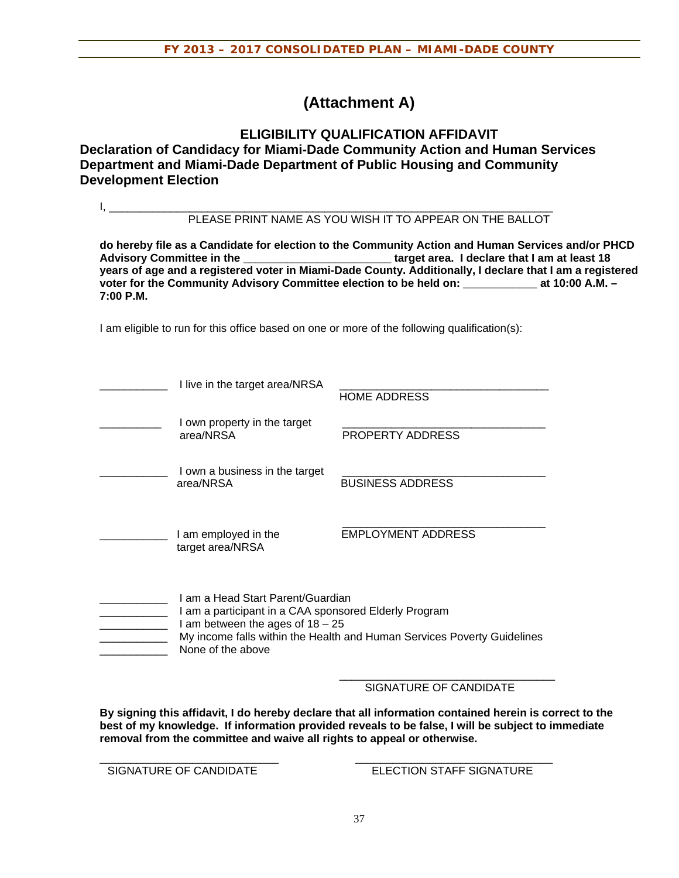# (Attachment A)

## ELIGIBILITY QUALIFICATION AFFIDAVIT

## Declaration of Candidacy for Miami-Dade Community Action and Human Services Department and Miami-Dade Department of Public Housing and Community Development Election

I, ______________________________________________________________

PLEASE PRINT NAME AS YOU WISH IT TO APPEAR ON THE BALLOT

**do hereby file as a Candidate for election to the Community Action and Human Services and/or PHCD Advisory Committee in the _______________________ target area. I declare that I am at least 18 years of age and a registered voter in Miami-Dade County. Additionally, I declare that I am a registered voter for the Community Advisory Committee election to be held on: ___________ at 10:00 A.M. – 7:00 P.M.**

I am eligible to run for this office based on one or more of the following qualification(s):

___________ I live in the target area/NRSA ________________________________
HOME ADDRESS

__________ I own property in the target area/NRSA ________________________________
PROPERTY ADDRESS

___________ I own a business in the target area/NRSA ________________________________
BUSINESS ADDRESS

___________ I am employed in the target area/NRSA ________________________________
EMPLOYMENT ADDRESS

___________ I am a Head Start Parent/Guardian
___________ I am a participant in a CAA sponsored Elderly Program
___________ I am between the ages of 18 – 25
___________ My income falls within the Health and Human Services Poverty Guidelines
___________ None of the above

________________________________
SIGNATURE OF CANDIDATE

**By signing this affidavit, I do hereby declare that all information contained herein is correct to the best of my knowledge. If information provided reveals to be false, I will be subject to immediate removal from the committee and waive all rights to appeal or otherwise.**

____________________________ ____________________________
SIGNATURE OF CANDIDATE ELECTION STAFF SIGNATURE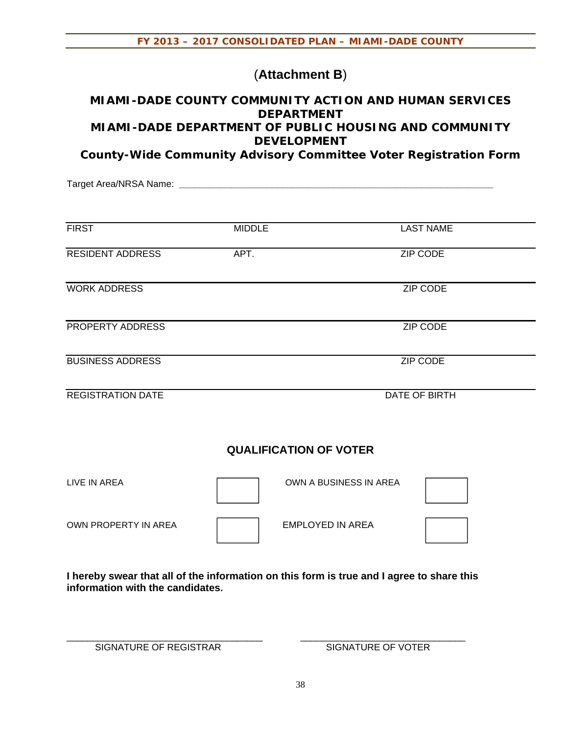(**Attachment B**)

## MIAMI-DADE COUNTY COMMUNITY ACTION AND HUMAN SERVICES DEPARTMENT
## MIAMI-DADE DEPARTMENT OF PUBLIC HOUSING AND COMMUNITY DEVELOPMENT
### County-Wide Community Advisory Committee Voter Registration Form

Target Area/NRSA Name: ____________________________________________________________

| FIRST | MIDDLE | LAST NAME |
|---|---|---|
| RESIDENT ADDRESS | APT. | ZIP CODE |
| WORK ADDRESS | | ZIP CODE |
| PROPERTY ADDRESS | | ZIP CODE |
| BUSINESS ADDRESS | | ZIP CODE |
| REGISTRATION DATE | | DATE OF BIRTH |

### QUALIFICATION OF VOTER

| | | | |
|---|---|---|---|
| LIVE IN AREA | ☐ | OWN A BUSINESS IN AREA | ☐ |
| OWN PROPERTY IN AREA | ☐ | EMPLOYED IN AREA | ☐ |

**I hereby swear that all of the information on this form is true and I agree to share this information with the candidates.**

____________________________________ ______________________________

SIGNATURE OF REGISTRAR SIGNATURE OF VOTER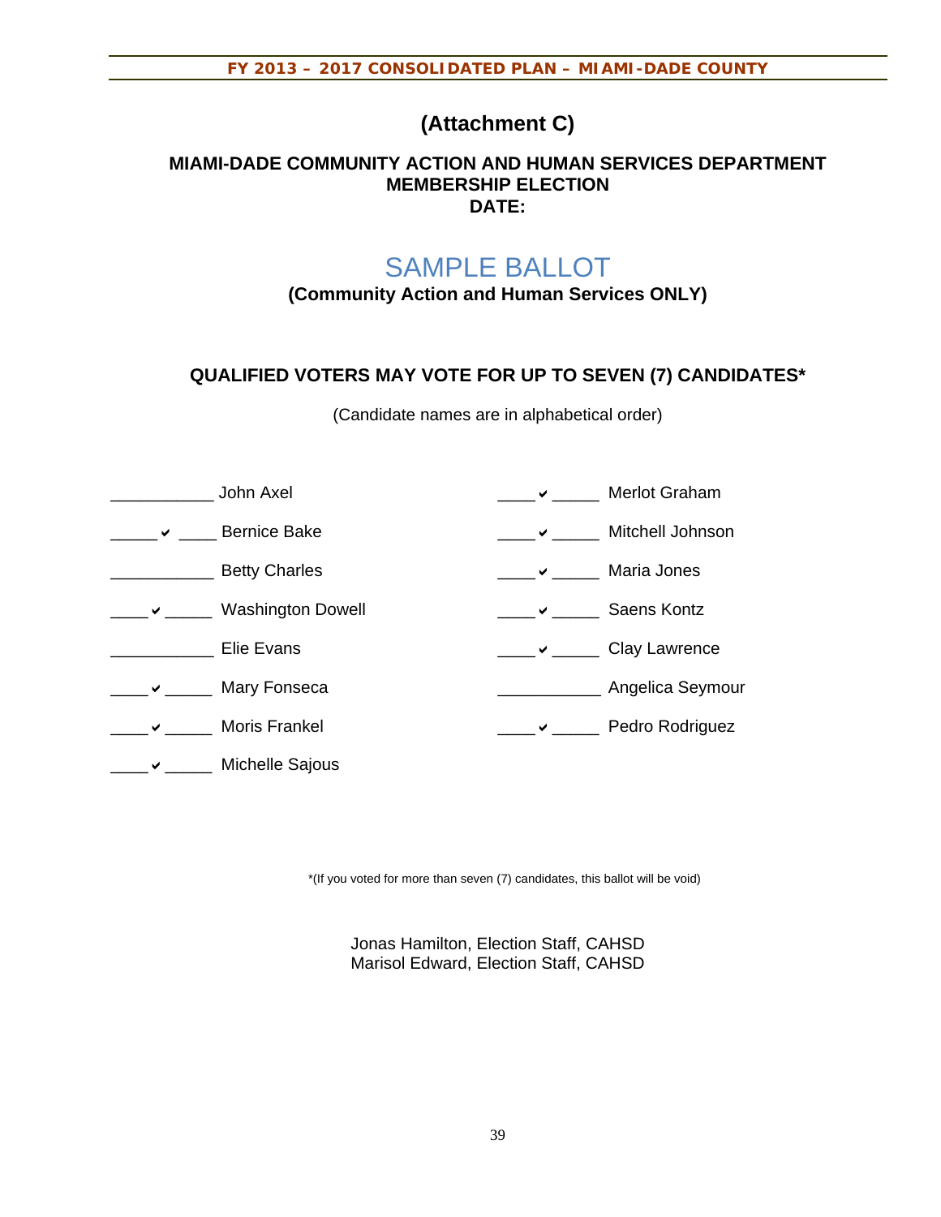# (Attachment C)

**MIAMI-DADE COMMUNITY ACTION AND HUMAN SERVICES DEPARTMENT MEMBERSHIP ELECTION**
**DATE:**

## SAMPLE BALLOT

**(Community Action and Human Services ONLY)**

**QUALIFIED VOTERS MAY VOTE FOR UP TO SEVEN (7) CANDIDATES***

(Candidate names are in alphabetical order)

___________ John Axel

_____ ✔ ____ Bernice Bake

___________ Betty Charles

____ ✔ _____ Washington Dowell

___________ Elie Evans

____ ✔ _____ Mary Fonseca

____ ✔ _____ Moris Frankel

____ ✔ _____ Michelle Sajous

____ ✔ _____ Merlot Graham

____ ✔ _____ Mitchell Johnson

____ ✔ _____ Maria Jones

____ ✔ _____ Saens Kontz

____ ✔ _____ Clay Lawrence

___________ Angelica Seymour

____ ✔ _____ Pedro Rodriguez

*(If you voted for more than seven (7) candidates, this ballot will be void)

Jonas Hamilton, Election Staff, CAHSD
Marisol Edward, Election Staff, CAHSD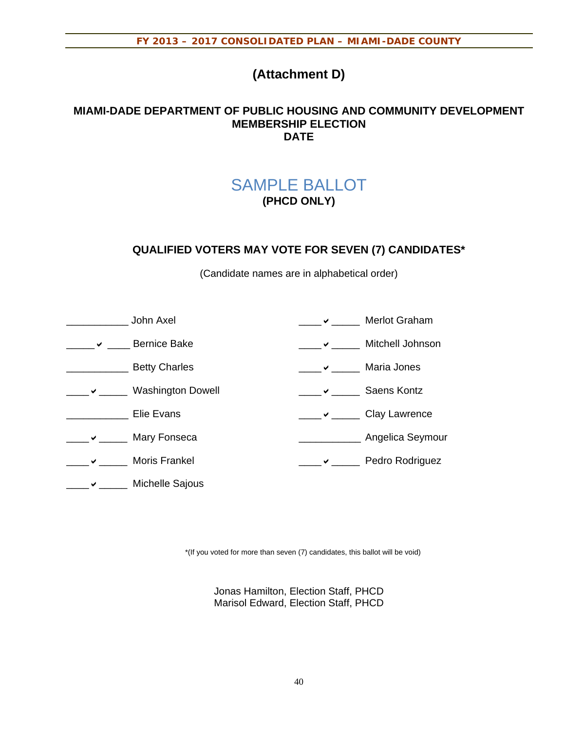# (Attachment D)

## MIAMI-DADE DEPARTMENT OF PUBLIC HOUSING AND COMMUNITY DEVELOPMENT MEMBERSHIP ELECTION DATE

# SAMPLE BALLOT

**(PHCD ONLY)**

**QUALIFIED VOTERS MAY VOTE FOR SEVEN (7) CANDIDATES***

(Candidate names are in alphabetical order)

___________ John Axel

_____✔ ____ Bernice Bake

___________ Betty Charles

____✔ _____ Washington Dowell

___________ Elie Evans

____✔ _____ Mary Fonseca

____✔ _____ Moris Frankel

____✔ _____ Michelle Sajous

____✔ _____ Merlot Graham

____✔ _____ Mitchell Johnson

____✔ _____ Maria Jones

____✔ _____ Saens Kontz

____✔ _____ Clay Lawrence

___________ Angelica Seymour

____✔ _____ Pedro Rodriguez

*(If you voted for more than seven (7) candidates, this ballot will be void)

Jonas Hamilton, Election Staff, PHCD
Marisol Edward, Election Staff, PHCD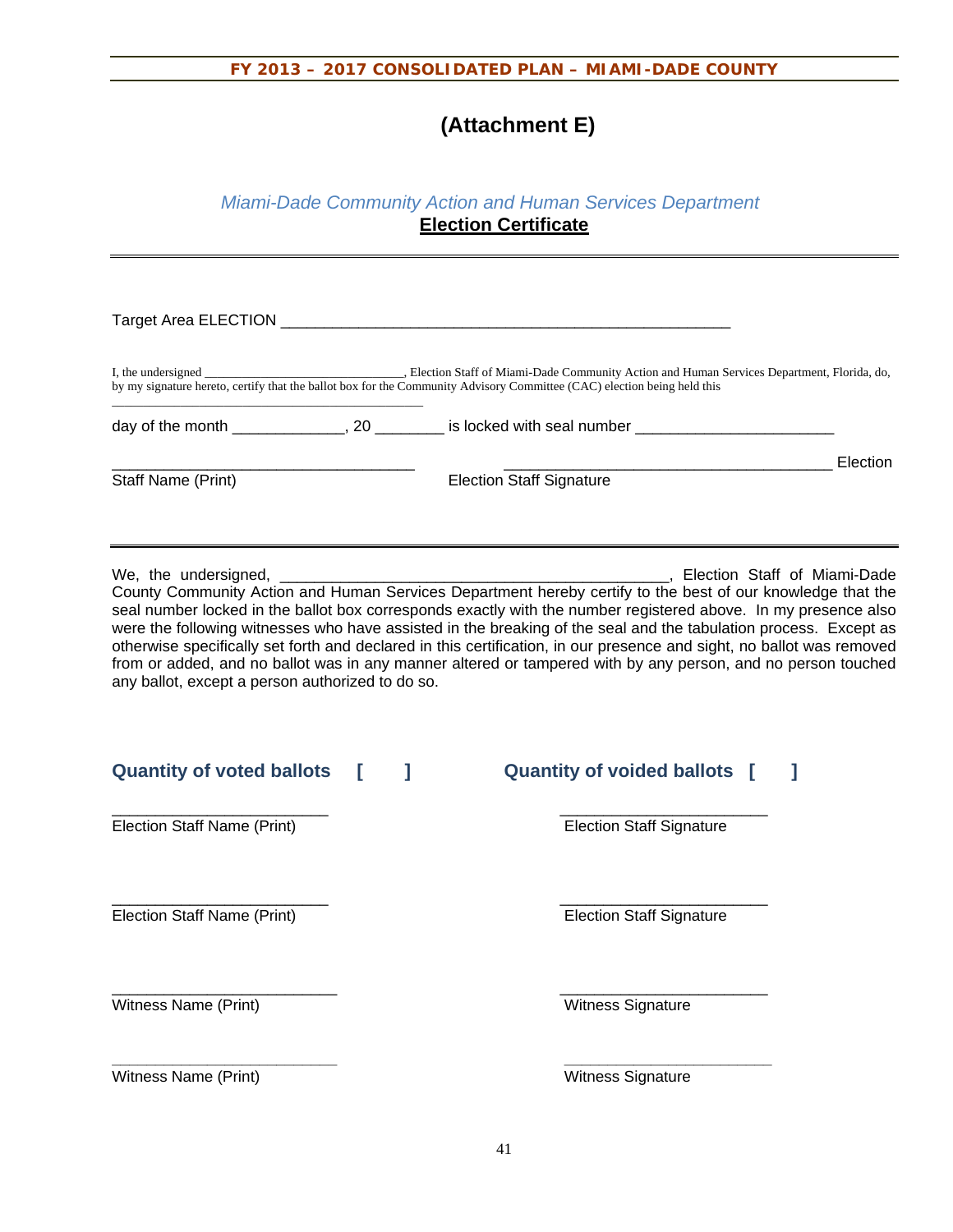# (Attachment E)

*Miami-Dade Community Action and Human Services Department*

**Election Certificate**

---

Target Area ELECTION ______________________________________________________

I, the undersigned _______________________________, Election Staff of Miami-Dade Community Action and Human Services Department, Florida, do, by my signature hereto, certify that the ballot box for the Community Advisory Committee (CAC) election being held this ____________________________________________

day of the month _____________, 20 ________ is locked with seal number _______________________

___________________________________ ______________________________________ Election

Staff Name (Print) Election Staff Signature

---

We, the undersigned, _____________________________________________, Election Staff of Miami-Dade County Community Action and Human Services Department hereby certify to the best of our knowledge that the seal number locked in the ballot box corresponds exactly with the number registered above. In my presence also were the following witnesses who have assisted in the breaking of the seal and the tabulation process. Except as otherwise specifically set forth and declared in this certification, in our presence and sight, no ballot was removed from or added, and no ballot was in any manner altered or tampered with by any person, and no person touched any ballot, except a person authorized to do so.

**Quantity of voted ballots [ ]** **Quantity of voided ballots [ ]**

_________________________ _________________________

Election Staff Name (Print) Election Staff Signature

_________________________ _________________________

Election Staff Name (Print) Election Staff Signature

_________________________ _________________________

Witness Name (Print) Witness Signature

_________________________ _________________________

Witness Name (Print) Witness Signature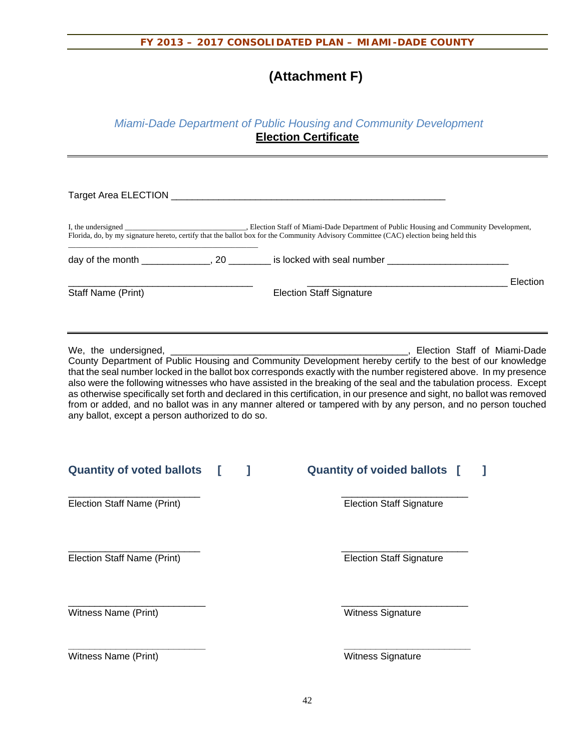# (Attachment F)

*Miami-Dade Department of Public Housing and Community Development*

**Election Certificate**

---

Target Area ELECTION ____________________________________________________

I, the undersigned ______________________________, Election Staff of Miami-Dade Department of Public Housing and Community Development, Florida, do, by my signature hereto, certify that the ballot box for the Community Advisory Committee (CAC) election being held this ____________________________________________

day of the month _____________, 20 ________ is locked with seal number _______________________

___________________________________ ______________________________________ Election
Staff Name (Print) Election Staff Signature

---

We, the undersigned, ____________________________________________, Election Staff of Miami-Dade County Department of Public Housing and Community Development hereby certify to the best of our knowledge that the seal number locked in the ballot box corresponds exactly with the number registered above. In my presence also were the following witnesses who have assisted in the breaking of the seal and the tabulation process. Except as otherwise specifically set forth and declared in this certification, in our presence and sight, no ballot was removed from or added, and no ballot was in any manner altered or tampered with by any person, and no person touched any ballot, except a person authorized to do so.

**Quantity of voted ballots [ ]** **Quantity of voided ballots [ ]**

________________________ ________________________
Election Staff Name (Print) Election Staff Signature

________________________ ________________________
Election Staff Name (Print) Election Staff Signature

__________________________ ________________________
Witness Name (Print) Witness Signature

__________________________ ________________________
Witness Name (Print) Witness Signature